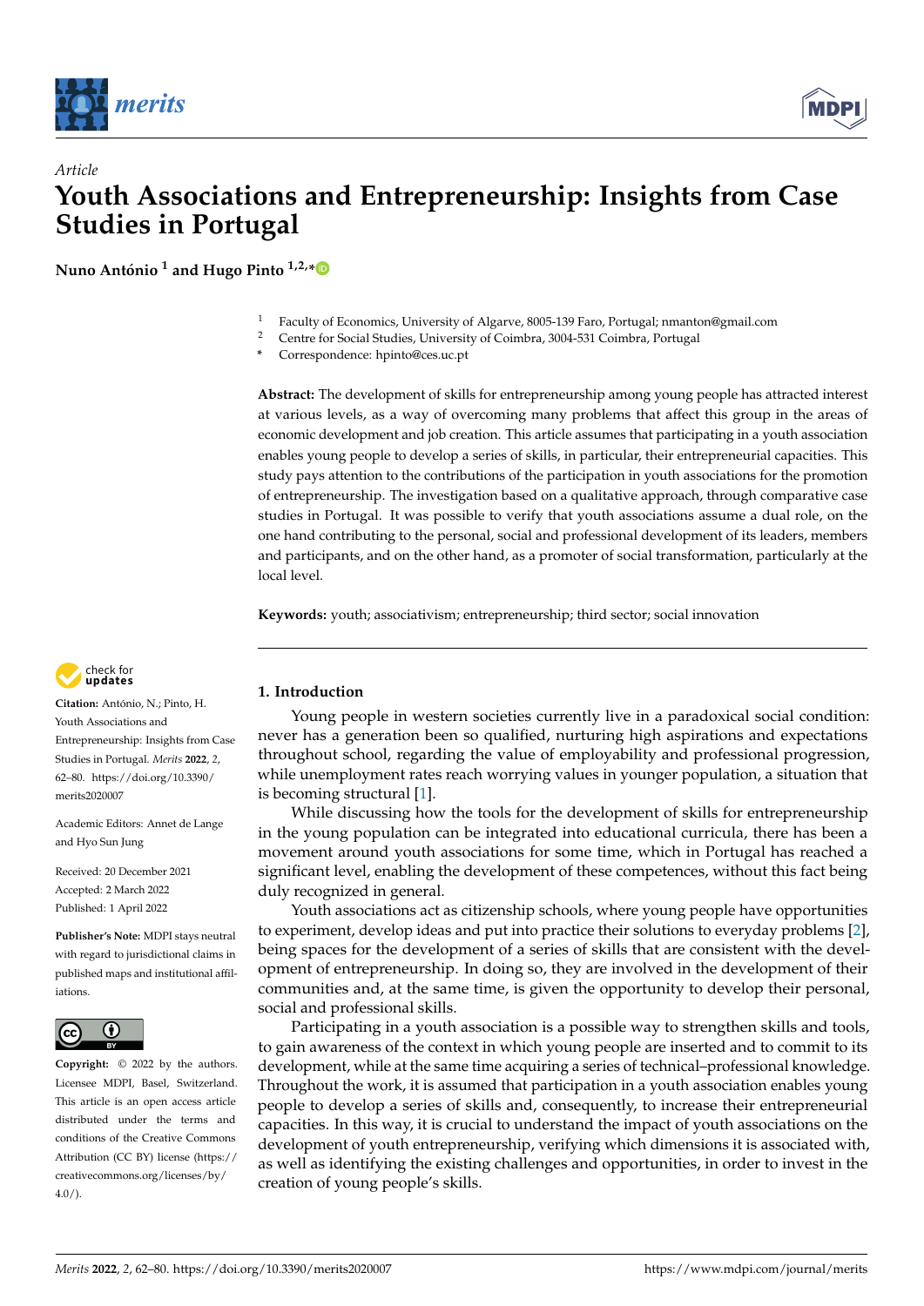*Article*

# Youth Associations and Entrepreneurship: Insights from Case Studies in Portugal

**Nuno António [1] and Hugo Pinto [1,2,*]**

[1] Faculty of Economics, University of Algarve, 8005-139 Faro, Portugal; nmanton@gmail.com
[2] Centre for Social Studies, University of Coimbra, 3004-531 Coimbra, Portugal
* Correspondence: hpinto@ces.uc.pt

**Abstract:** The development of skills for entrepreneurship among young people has attracted interest at various levels, as a way of overcoming many problems that affect this group in the areas of economic development and job creation. This article assumes that participating in a youth association enables young people to develop a series of skills, in particular, their entrepreneurial capacities. This study pays attention to the contributions of the participation in youth associations for the promotion of entrepreneurship. The investigation based on a qualitative approach, through comparative case studies in Portugal. It was possible to verify that youth associations assume a dual role, on the one hand contributing to the personal, social and professional development of its leaders, members and participants, and on the other hand, as a promoter of social transformation, particularly at the local level.

**Keywords:** youth; associativism; entrepreneurship; third sector; social innovation

**Citation:** António, N.; Pinto, H. Youth Associations and Entrepreneurship: Insights from Case Studies in Portugal. *Merits* **2022**, *2*, 62–80. https://doi.org/10.3390/merits2020007

Academic Editors: Annet de Lange and Hyo Sun Jung

Received: 20 December 2021
Accepted: 2 March 2022
Published: 1 April 2022

**Publisher's Note:** MDPI stays neutral with regard to jurisdictional claims in published maps and institutional affiliations.

**Copyright:** © 2022 by the authors. Licensee MDPI, Basel, Switzerland. This article is an open access article distributed under the terms and conditions of the Creative Commons Attribution (CC BY) license (https://creativecommons.org/licenses/by/4.0/).

## 1. Introduction

Young people in western societies currently live in a paradoxical social condition: never has a generation been so qualified, nurturing high aspirations and expectations throughout school, regarding the value of employability and professional progression, while unemployment rates reach worrying values in younger population, a situation that is becoming structural [1].

While discussing how the tools for the development of skills for entrepreneurship in the young population can be integrated into educational curricula, there has been a movement around youth associations for some time, which in Portugal has reached a significant level, enabling the development of these competences, without this fact being duly recognized in general.

Youth associations act as citizenship schools, where young people have opportunities to experiment, develop ideas and put into practice their solutions to everyday problems [2], being spaces for the development of a series of skills that are consistent with the development of entrepreneurship. In doing so, they are involved in the development of their communities and, at the same time, is given the opportunity to develop their personal, social and professional skills.

Participating in a youth association is a possible way to strengthen skills and tools, to gain awareness of the context in which young people are inserted and to commit to its development, while at the same time acquiring a series of technical–professional knowledge. Throughout the work, it is assumed that participation in a youth association enables young people to develop a series of skills and, consequently, to increase their entrepreneurial capacities. In this way, it is crucial to understand the impact of youth associations on the development of youth entrepreneurship, verifying which dimensions it is associated with, as well as identifying the existing challenges and opportunities, in order to invest in the creation of young people's skills.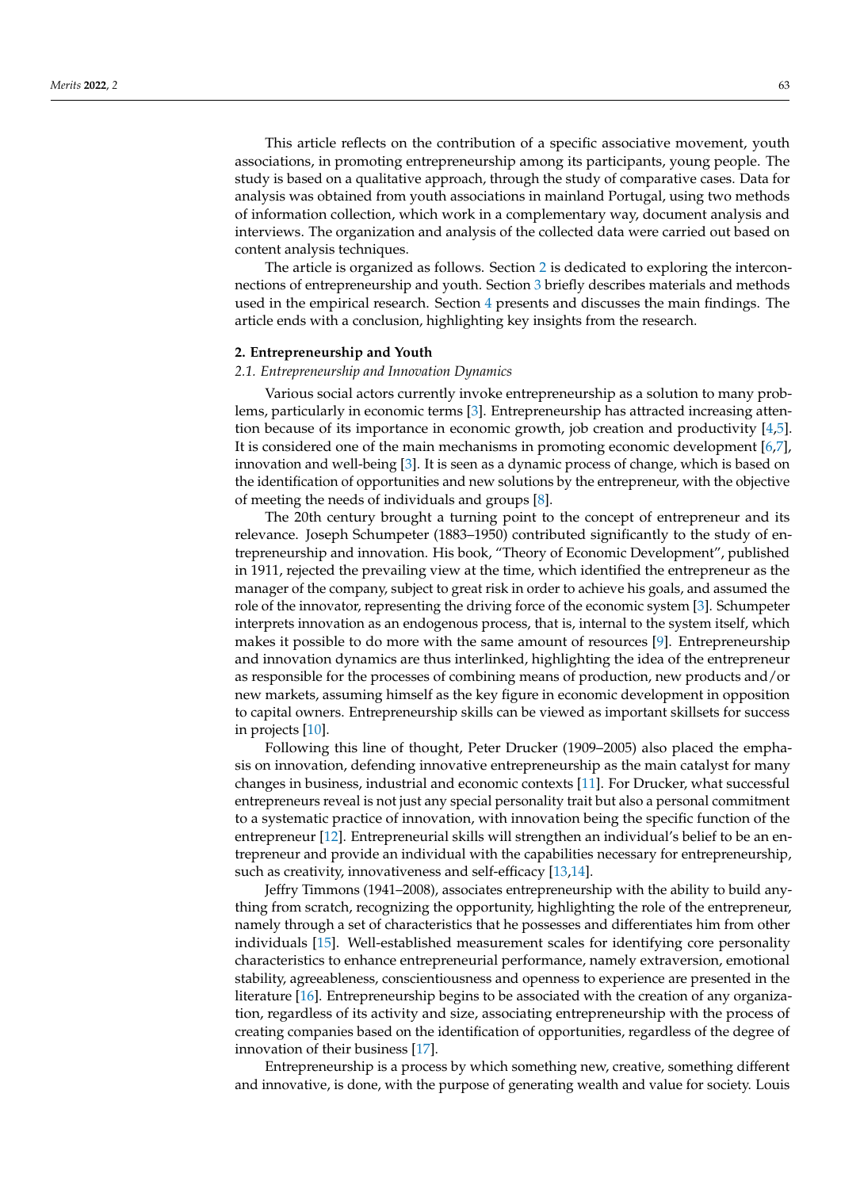This article reflects on the contribution of a specific associative movement, youth associations, in promoting entrepreneurship among its participants, young people. The study is based on a qualitative approach, through the study of comparative cases. Data for analysis was obtained from youth associations in mainland Portugal, using two methods of information collection, which work in a complementary way, document analysis and interviews. The organization and analysis of the collected data were carried out based on content analysis techniques.

The article is organized as follows. Section 2 is dedicated to exploring the interconnections of entrepreneurship and youth. Section 3 briefly describes materials and methods used in the empirical research. Section 4 presents and discusses the main findings. The article ends with a conclusion, highlighting key insights from the research.

## 2. Entrepreneurship and Youth

### *2.1. Entrepreneurship and Innovation Dynamics*

Various social actors currently invoke entrepreneurship as a solution to many problems, particularly in economic terms [3]. Entrepreneurship has attracted increasing attention because of its importance in economic growth, job creation and productivity [4,5]. It is considered one of the main mechanisms in promoting economic development [6,7], innovation and well-being [3]. It is seen as a dynamic process of change, which is based on the identification of opportunities and new solutions by the entrepreneur, with the objective of meeting the needs of individuals and groups [8].

The 20th century brought a turning point to the concept of entrepreneur and its relevance. Joseph Schumpeter (1883–1950) contributed significantly to the study of entrepreneurship and innovation. His book, "Theory of Economic Development", published in 1911, rejected the prevailing view at the time, which identified the entrepreneur as the manager of the company, subject to great risk in order to achieve his goals, and assumed the role of the innovator, representing the driving force of the economic system [3]. Schumpeter interprets innovation as an endogenous process, that is, internal to the system itself, which makes it possible to do more with the same amount of resources [9]. Entrepreneurship and innovation dynamics are thus interlinked, highlighting the idea of the entrepreneur as responsible for the processes of combining means of production, new products and/or new markets, assuming himself as the key figure in economic development in opposition to capital owners. Entrepreneurship skills can be viewed as important skillsets for success in projects [10].

Following this line of thought, Peter Drucker (1909–2005) also placed the emphasis on innovation, defending innovative entrepreneurship as the main catalyst for many changes in business, industrial and economic contexts [11]. For Drucker, what successful entrepreneurs reveal is not just any special personality trait but also a personal commitment to a systematic practice of innovation, with innovation being the specific function of the entrepreneur [12]. Entrepreneurial skills will strengthen an individual's belief to be an entrepreneur and provide an individual with the capabilities necessary for entrepreneurship, such as creativity, innovativeness and self-efficacy [13,14].

Jeffry Timmons (1941–2008), associates entrepreneurship with the ability to build anything from scratch, recognizing the opportunity, highlighting the role of the entrepreneur, namely through a set of characteristics that he possesses and differentiates him from other individuals [15]. Well-established measurement scales for identifying core personality characteristics to enhance entrepreneurial performance, namely extraversion, emotional stability, agreeableness, conscientiousness and openness to experience are presented in the literature [16]. Entrepreneurship begins to be associated with the creation of any organization, regardless of its activity and size, associating entrepreneurship with the process of creating companies based on the identification of opportunities, regardless of the degree of innovation of their business [17].

Entrepreneurship is a process by which something new, creative, something different and innovative, is done, with the purpose of generating wealth and value for society. Louis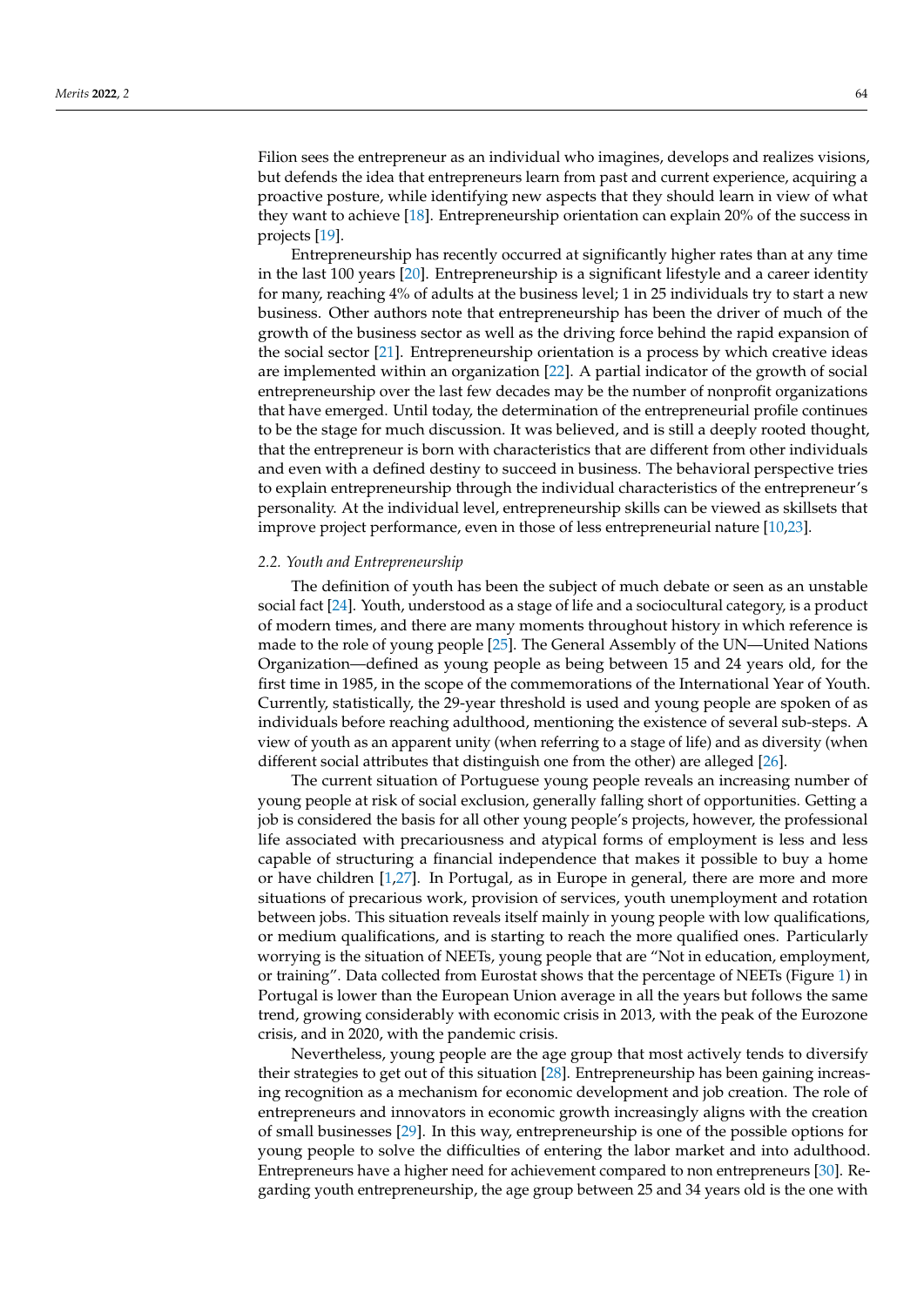Filion sees the entrepreneur as an individual who imagines, develops and realizes visions, but defends the idea that entrepreneurs learn from past and current experience, acquiring a proactive posture, while identifying new aspects that they should learn in view of what they want to achieve [18]. Entrepreneurship orientation can explain 20% of the success in projects [19].

Entrepreneurship has recently occurred at significantly higher rates than at any time in the last 100 years [20]. Entrepreneurship is a significant lifestyle and a career identity for many, reaching 4% of adults at the business level; 1 in 25 individuals try to start a new business. Other authors note that entrepreneurship has been the driver of much of the growth of the business sector as well as the driving force behind the rapid expansion of the social sector [21]. Entrepreneurship orientation is a process by which creative ideas are implemented within an organization [22]. A partial indicator of the growth of social entrepreneurship over the last few decades may be the number of nonprofit organizations that have emerged. Until today, the determination of the entrepreneurial profile continues to be the stage for much discussion. It was believed, and is still a deeply rooted thought, that the entrepreneur is born with characteristics that are different from other individuals and even with a defined destiny to succeed in business. The behavioral perspective tries to explain entrepreneurship through the individual characteristics of the entrepreneur's personality. At the individual level, entrepreneurship skills can be viewed as skillsets that improve project performance, even in those of less entrepreneurial nature [10,23].

### 2.2. Youth and Entrepreneurship

The definition of youth has been the subject of much debate or seen as an unstable social fact [24]. Youth, understood as a stage of life and a sociocultural category, is a product of modern times, and there are many moments throughout history in which reference is made to the role of young people [25]. The General Assembly of the UN—United Nations Organization—defined as young people as being between 15 and 24 years old, for the first time in 1985, in the scope of the commemorations of the International Year of Youth. Currently, statistically, the 29-year threshold is used and young people are spoken of as individuals before reaching adulthood, mentioning the existence of several sub-steps. A view of youth as an apparent unity (when referring to a stage of life) and as diversity (when different social attributes that distinguish one from the other) are alleged [26].

The current situation of Portuguese young people reveals an increasing number of young people at risk of social exclusion, generally falling short of opportunities. Getting a job is considered the basis for all other young people's projects, however, the professional life associated with precariousness and atypical forms of employment is less and less capable of structuring a financial independence that makes it possible to buy a home or have children [1,27]. In Portugal, as in Europe in general, there are more and more situations of precarious work, provision of services, youth unemployment and rotation between jobs. This situation reveals itself mainly in young people with low qualifications, or medium qualifications, and is starting to reach the more qualified ones. Particularly worrying is the situation of NEETs, young people that are "Not in education, employment, or training". Data collected from Eurostat shows that the percentage of NEETs (Figure 1) in Portugal is lower than the European Union average in all the years but follows the same trend, growing considerably with economic crisis in 2013, with the peak of the Eurozone crisis, and in 2020, with the pandemic crisis.

Nevertheless, young people are the age group that most actively tends to diversify their strategies to get out of this situation [28]. Entrepreneurship has been gaining increasing recognition as a mechanism for economic development and job creation. The role of entrepreneurs and innovators in economic growth increasingly aligns with the creation of small businesses [29]. In this way, entrepreneurship is one of the possible options for young people to solve the difficulties of entering the labor market and into adulthood. Entrepreneurs have a higher need for achievement compared to non entrepreneurs [30]. Regarding youth entrepreneurship, the age group between 25 and 34 years old is the one with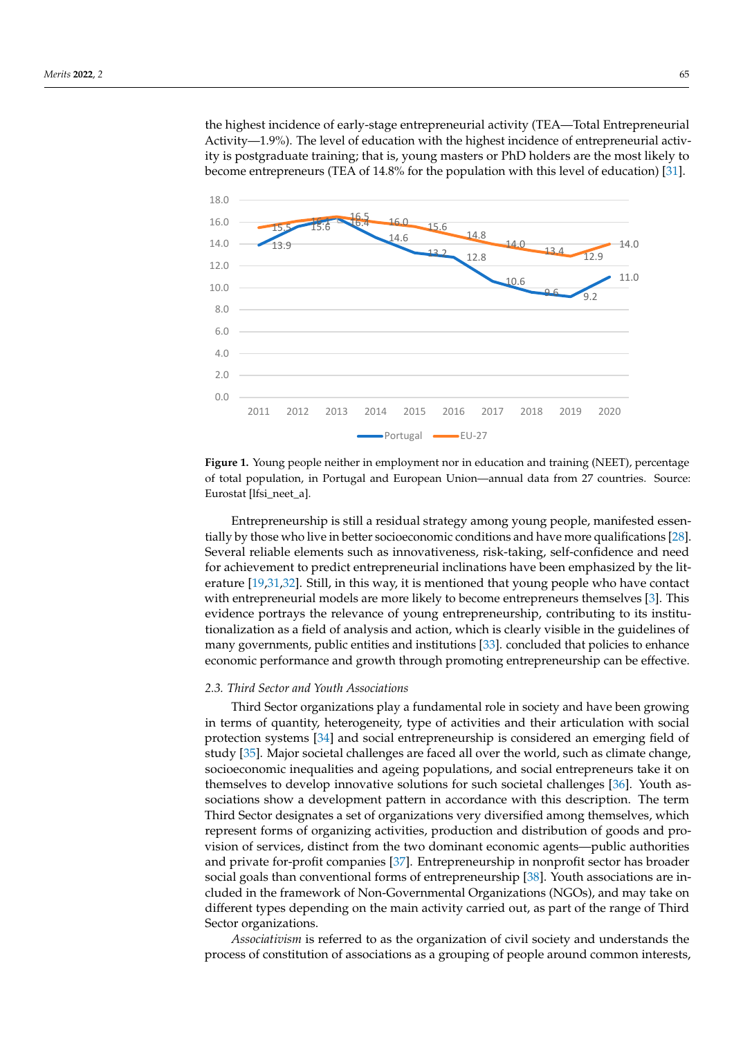the highest incidence of early-stage entrepreneurial activity (TEA—Total Entrepreneurial Activity—1.9%). The level of education with the highest incidence of entrepreneurial activity is postgraduate training; that is, young masters or PhD holders are the most likely to become entrepreneurs (TEA of 14.8% for the population with this level of education) [31].

**Figure 1.** Young people neither in employment nor in education and training (NEET), percentage of total population, in Portugal and European Union—annual data from 27 countries. Source: Eurostat [lfsi_neet_a].

Entrepreneurship is still a residual strategy among young people, manifested essentially by those who live in better socioeconomic conditions and have more qualifications [28]. Several reliable elements such as innovativeness, risk-taking, self-confidence and need for achievement to predict entrepreneurial inclinations have been emphasized by the literature [19,31,32]. Still, in this way, it is mentioned that young people who have contact with entrepreneurial models are more likely to become entrepreneurs themselves [3]. This evidence portrays the relevance of young entrepreneurship, contributing to its institutionalization as a field of analysis and action, which is clearly visible in the guidelines of many governments, public entities and institutions [33]. concluded that policies to enhance economic performance and growth through promoting entrepreneurship can be effective.

### *2.3. Third Sector and Youth Associations*

Third Sector organizations play a fundamental role in society and have been growing in terms of quantity, heterogeneity, type of activities and their articulation with social protection systems [34] and social entrepreneurship is considered an emerging field of study [35]. Major societal challenges are faced all over the world, such as climate change, socioeconomic inequalities and ageing populations, and social entrepreneurs take it on themselves to develop innovative solutions for such societal challenges [36]. Youth associations show a development pattern in accordance with this description. The term Third Sector designates a set of organizations very diversified among themselves, which represent forms of organizing activities, production and distribution of goods and provision of services, distinct from the two dominant economic agents—public authorities and private for-profit companies [37]. Entrepreneurship in nonprofit sector has broader social goals than conventional forms of entrepreneurship [38]. Youth associations are included in the framework of Non-Governmental Organizations (NGOs), and may take on different types depending on the main activity carried out, as part of the range of Third Sector organizations.

*Associativism* is referred to as the organization of civil society and understands the process of constitution of associations as a grouping of people around common interests,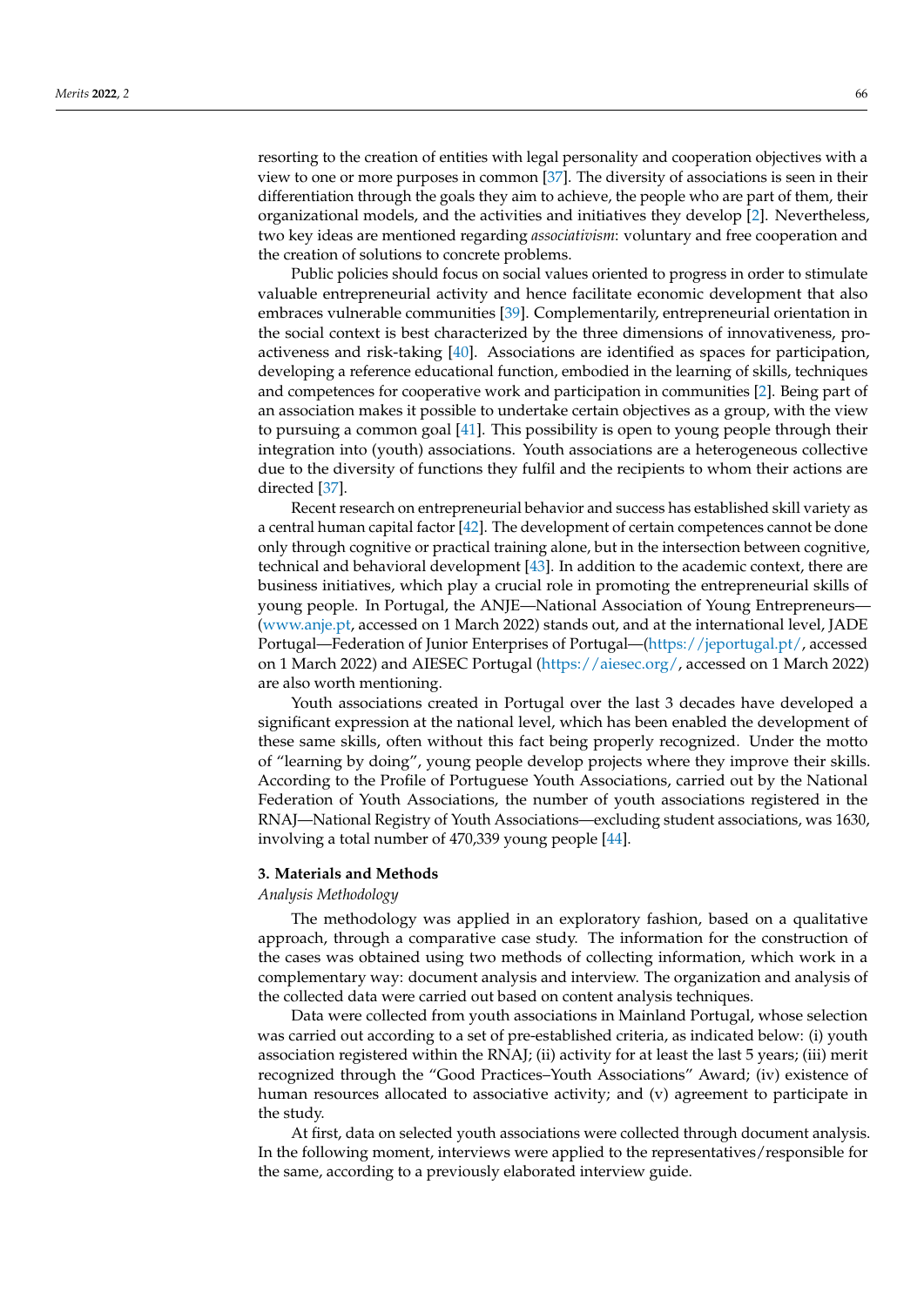resorting to the creation of entities with legal personality and cooperation objectives with a view to one or more purposes in common [37]. The diversity of associations is seen in their differentiation through the goals they aim to achieve, the people who are part of them, their organizational models, and the activities and initiatives they develop [2]. Nevertheless, two key ideas are mentioned regarding *associativism*: voluntary and free cooperation and the creation of solutions to concrete problems.

Public policies should focus on social values oriented to progress in order to stimulate valuable entrepreneurial activity and hence facilitate economic development that also embraces vulnerable communities [39]. Complementarily, entrepreneurial orientation in the social context is best characterized by the three dimensions of innovativeness, proactiveness and risk-taking [40]. Associations are identified as spaces for participation, developing a reference educational function, embodied in the learning of skills, techniques and competences for cooperative work and participation in communities [2]. Being part of an association makes it possible to undertake certain objectives as a group, with the view to pursuing a common goal [41]. This possibility is open to young people through their integration into (youth) associations. Youth associations are a heterogeneous collective due to the diversity of functions they fulfil and the recipients to whom their actions are directed [37].

Recent research on entrepreneurial behavior and success has established skill variety as a central human capital factor [42]. The development of certain competences cannot be done only through cognitive or practical training alone, but in the intersection between cognitive, technical and behavioral development [43]. In addition to the academic context, there are business initiatives, which play a crucial role in promoting the entrepreneurial skills of young people. In Portugal, the ANJE—National Association of Young Entrepreneurs—(www.anje.pt, accessed on 1 March 2022) stands out, and at the international level, JADE Portugal—Federation of Junior Enterprises of Portugal—(https://jeportugal.pt/, accessed on 1 March 2022) and AIESEC Portugal (https://aiesec.org/, accessed on 1 March 2022) are also worth mentioning.

Youth associations created in Portugal over the last 3 decades have developed a significant expression at the national level, which has been enabled the development of these same skills, often without this fact being properly recognized. Under the motto of "learning by doing", young people develop projects where they improve their skills. According to the Profile of Portuguese Youth Associations, carried out by the National Federation of Youth Associations, the number of youth associations registered in the RNAJ—National Registry of Youth Associations—excluding student associations, was 1630, involving a total number of 470,339 young people [44].

## 3. Materials and Methods

### *Analysis Methodology*

The methodology was applied in an exploratory fashion, based on a qualitative approach, through a comparative case study. The information for the construction of the cases was obtained using two methods of collecting information, which work in a complementary way: document analysis and interview. The organization and analysis of the collected data were carried out based on content analysis techniques.

Data were collected from youth associations in Mainland Portugal, whose selection was carried out according to a set of pre-established criteria, as indicated below: (i) youth association registered within the RNAJ; (ii) activity for at least the last 5 years; (iii) merit recognized through the "Good Practices–Youth Associations" Award; (iv) existence of human resources allocated to associative activity; and (v) agreement to participate in the study.

At first, data on selected youth associations were collected through document analysis. In the following moment, interviews were applied to the representatives/responsible for the same, according to a previously elaborated interview guide.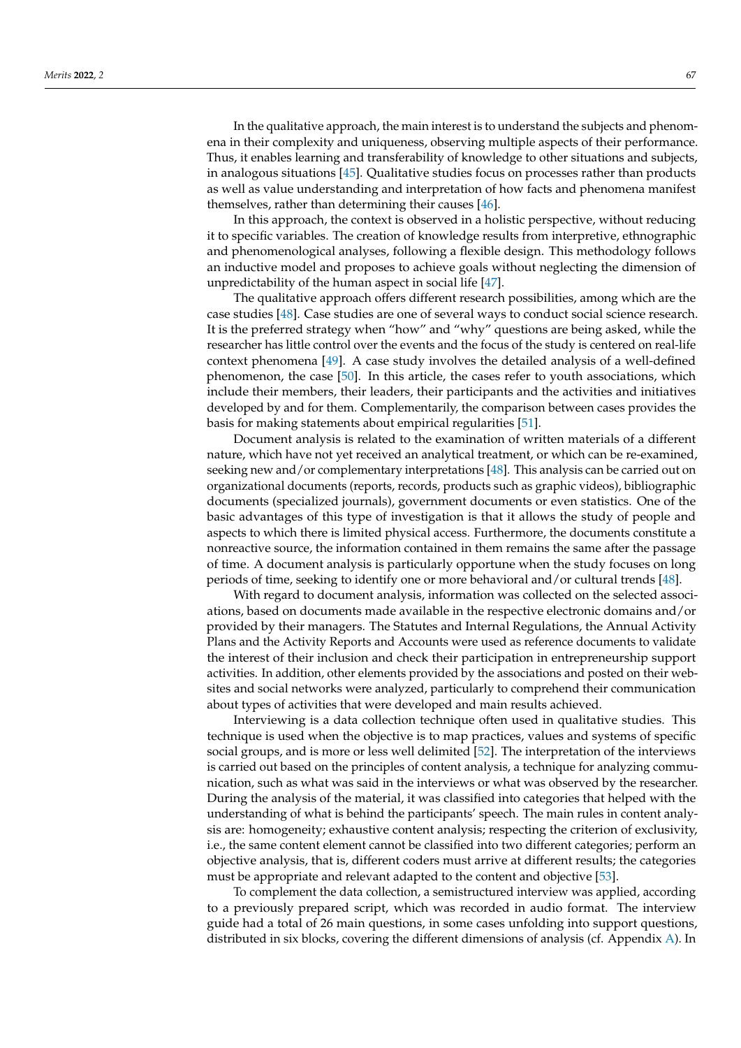In the qualitative approach, the main interest is to understand the subjects and phenomena in their complexity and uniqueness, observing multiple aspects of their performance. Thus, it enables learning and transferability of knowledge to other situations and subjects, in analogous situations [45]. Qualitative studies focus on processes rather than products as well as value understanding and interpretation of how facts and phenomena manifest themselves, rather than determining their causes [46].

In this approach, the context is observed in a holistic perspective, without reducing it to specific variables. The creation of knowledge results from interpretive, ethnographic and phenomenological analyses, following a flexible design. This methodology follows an inductive model and proposes to achieve goals without neglecting the dimension of unpredictability of the human aspect in social life [47].

The qualitative approach offers different research possibilities, among which are the case studies [48]. Case studies are one of several ways to conduct social science research. It is the preferred strategy when "how" and "why" questions are being asked, while the researcher has little control over the events and the focus of the study is centered on real-life context phenomena [49]. A case study involves the detailed analysis of a well-defined phenomenon, the case [50]. In this article, the cases refer to youth associations, which include their members, their leaders, their participants and the activities and initiatives developed by and for them. Complementarily, the comparison between cases provides the basis for making statements about empirical regularities [51].

Document analysis is related to the examination of written materials of a different nature, which have not yet received an analytical treatment, or which can be re-examined, seeking new and/or complementary interpretations [48]. This analysis can be carried out on organizational documents (reports, records, products such as graphic videos), bibliographic documents (specialized journals), government documents or even statistics. One of the basic advantages of this type of investigation is that it allows the study of people and aspects to which there is limited physical access. Furthermore, the documents constitute a nonreactive source, the information contained in them remains the same after the passage of time. A document analysis is particularly opportune when the study focuses on long periods of time, seeking to identify one or more behavioral and/or cultural trends [48].

With regard to document analysis, information was collected on the selected associations, based on documents made available in the respective electronic domains and/or provided by their managers. The Statutes and Internal Regulations, the Annual Activity Plans and the Activity Reports and Accounts were used as reference documents to validate the interest of their inclusion and check their participation in entrepreneurship support activities. In addition, other elements provided by the associations and posted on their websites and social networks were analyzed, particularly to comprehend their communication about types of activities that were developed and main results achieved.

Interviewing is a data collection technique often used in qualitative studies. This technique is used when the objective is to map practices, values and systems of specific social groups, and is more or less well delimited [52]. The interpretation of the interviews is carried out based on the principles of content analysis, a technique for analyzing communication, such as what was said in the interviews or what was observed by the researcher. During the analysis of the material, it was classified into categories that helped with the understanding of what is behind the participants' speech. The main rules in content analysis are: homogeneity; exhaustive content analysis; respecting the criterion of exclusivity, i.e., the same content element cannot be classified into two different categories; perform an objective analysis, that is, different coders must arrive at different results; the categories must be appropriate and relevant adapted to the content and objective [53].

To complement the data collection, a semistructured interview was applied, according to a previously prepared script, which was recorded in audio format. The interview guide had a total of 26 main questions, in some cases unfolding into support questions, distributed in six blocks, covering the different dimensions of analysis (cf. Appendix A). In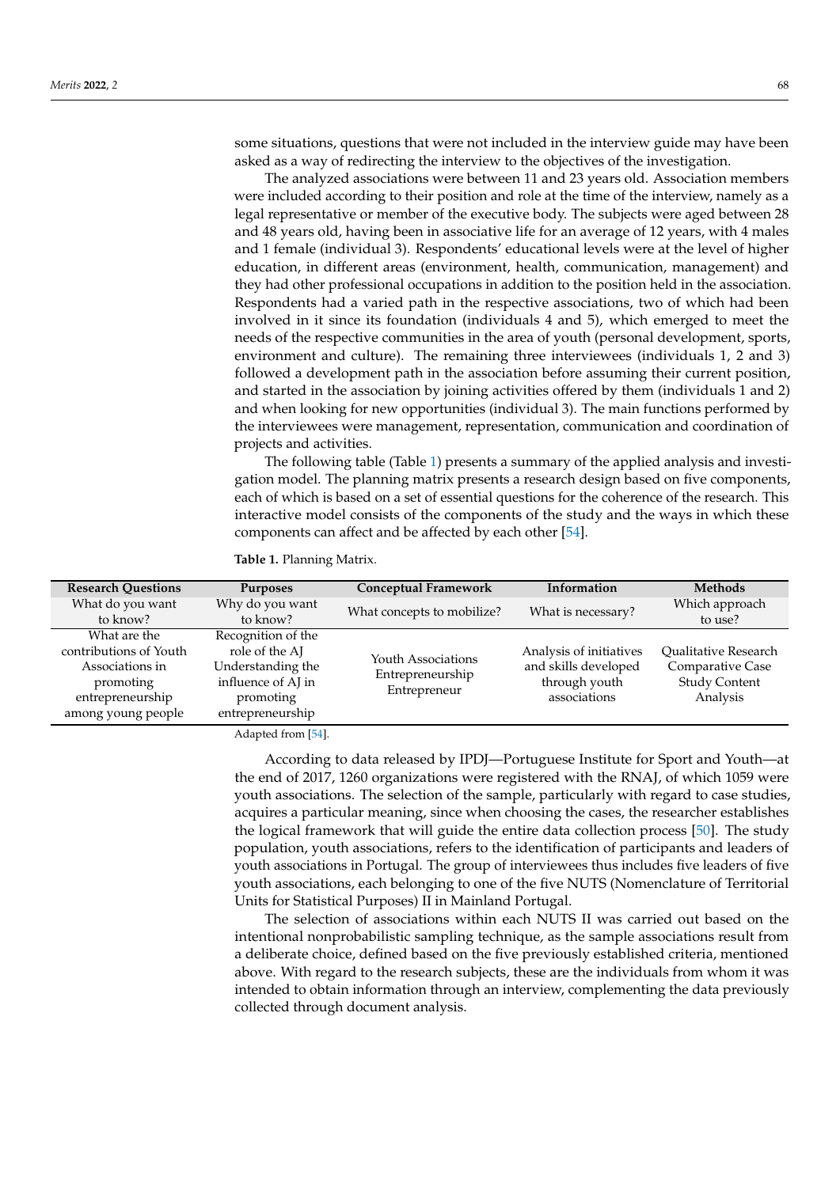some situations, questions that were not included in the interview guide may have been asked as a way of redirecting the interview to the objectives of the investigation.

The analyzed associations were between 11 and 23 years old. Association members were included according to their position and role at the time of the interview, namely as a legal representative or member of the executive body. The subjects were aged between 28 and 48 years old, having been in associative life for an average of 12 years, with 4 males and 1 female (individual 3). Respondents' educational levels were at the level of higher education, in different areas (environment, health, communication, management) and they had other professional occupations in addition to the position held in the association. Respondents had a varied path in the respective associations, two of which had been involved in it since its foundation (individuals 4 and 5), which emerged to meet the needs of the respective communities in the area of youth (personal development, sports, environment and culture). The remaining three interviewees (individuals 1, 2 and 3) followed a development path in the association before assuming their current position, and started in the association by joining activities offered by them (individuals 1 and 2) and when looking for new opportunities (individual 3). The main functions performed by the interviewees were management, representation, communication and coordination of projects and activities.

The following table (Table 1) presents a summary of the applied analysis and investigation model. The planning matrix presents a research design based on five components, each of which is based on a set of essential questions for the coherence of the research. This interactive model consists of the components of the study and the ways in which these components can affect and be affected by each other [54].

**Table 1.** Planning Matrix.

| Research Questions | Purposes | Conceptual Framework | Information | Methods |
| --- | --- | --- | --- | --- |
| What do you want to know? | Why do you want to know? | What concepts to mobilize? | What is necessary? | Which approach to use? |
| What are the contributions of Youth Associations in promoting entrepreneurship among young people | Recognition of the role of the AJ Understanding the influence of AJ in promoting entrepreneurship | Youth Associations Entrepreneurship Entrepreneur | Analysis of initiatives and skills developed through youth associations | Qualitative Research Comparative Case Study Content Analysis |

Adapted from [54].

According to data released by IPDJ—Portuguese Institute for Sport and Youth—at the end of 2017, 1260 organizations were registered with the RNAJ, of which 1059 were youth associations. The selection of the sample, particularly with regard to case studies, acquires a particular meaning, since when choosing the cases, the researcher establishes the logical framework that will guide the entire data collection process [50]. The study population, youth associations, refers to the identification of participants and leaders of youth associations in Portugal. The group of interviewees thus includes five leaders of five youth associations, each belonging to one of the five NUTS (Nomenclature of Territorial Units for Statistical Purposes) II in Mainland Portugal.

The selection of associations within each NUTS II was carried out based on the intentional nonprobabilistic sampling technique, as the sample associations result from a deliberate choice, defined based on the five previously established criteria, mentioned above. With regard to the research subjects, these are the individuals from whom it was intended to obtain information through an interview, complementing the data previously collected through document analysis.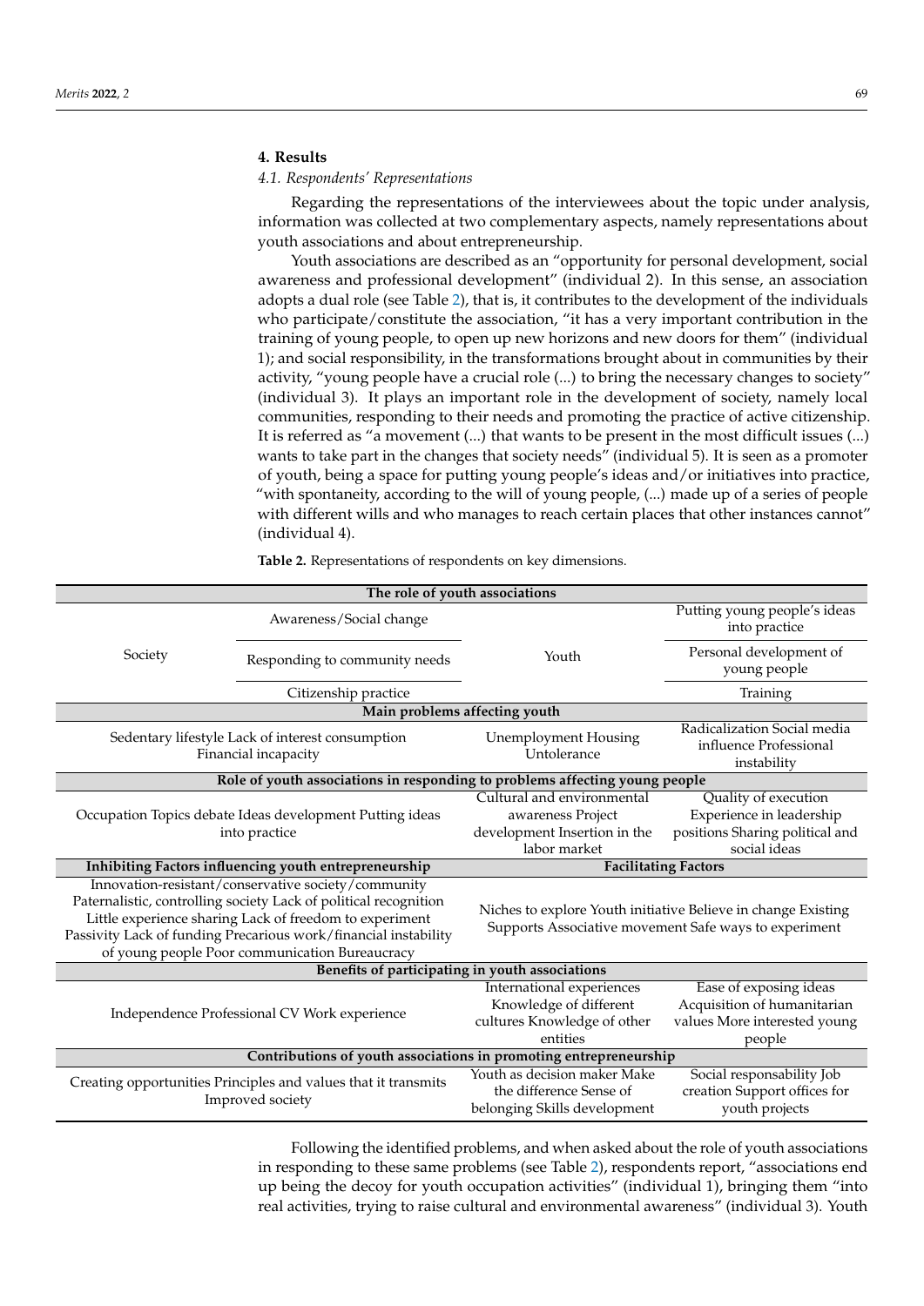## 4. Results

### 4.1. Respondents' Representations

Regarding the representations of the interviewees about the topic under analysis, information was collected at two complementary aspects, namely representations about youth associations and about entrepreneurship.

Youth associations are described as an "opportunity for personal development, social awareness and professional development" (individual 2). In this sense, an association adopts a dual role (see Table 2), that is, it contributes to the development of the individuals who participate/constitute the association, "it has a very important contribution in the training of young people, to open up new horizons and new doors for them" (individual 1); and social responsibility, in the transformations brought about in communities by their activity, "young people have a crucial role (...) to bring the necessary changes to society" (individual 3). It plays an important role in the development of society, namely local communities, responding to their needs and promoting the practice of active citizenship. It is referred as "a movement (...) that wants to be present in the most difficult issues (...) wants to take part in the changes that society needs" (individual 5). It is seen as a promoter of youth, being a space for putting young people's ideas and/or initiatives into practice, "with spontaneity, according to the will of young people, (...) made up of a series of people with different wills and who manages to reach certain places that other instances cannot" (individual 4).

**Table 2.** Representations of respondents on key dimensions.

| **The role of youth associations** | | | |
|---|---|---|---|
| Society | Awareness/Social change | Youth | Putting young people's ideas into practice |
| | Responding to community needs | | Personal development of young people |
| | Citizenship practice | | Training |
| **Main problems affecting youth** | | | |
| Sedentary lifestyle Lack of interest consumption Financial incapacity | | Unemployment Housing Untolerance | Radicalization Social media influence Professional instability |
| **Role of youth associations in responding to problems affecting young people** | | | |
| Occupation Topics debate Ideas development Putting ideas into practice | | Cultural and environmental awareness Project development Insertion in the labor market | Quality of execution Experience in leadership positions Sharing political and social ideas |
| **Inhibiting Factors influencing youth entrepreneurship** | | **Facilitating Factors** | |
| Innovation-resistant/conservative society/community Paternalistic, controlling society Lack of political recognition Little experience sharing Lack of freedom to experiment Passivity Lack of funding Precarious work/financial instability of young people Poor communication Bureaucracy | | Niches to explore Youth initiative Believe in change Existing Supports Associative movement Safe ways to experiment | |
| **Benefits of participating in youth associations** | | | |
| Independence Professional CV Work experience | | International experiences Knowledge of different cultures Knowledge of other entities | Ease of exposing ideas Acquisition of humanitarian values More interested young people |
| **Contributions of youth associations in promoting entrepreneurship** | | | |
| Creating opportunities Principles and values that it transmits Improved society | | Youth as decision maker Make the difference Sense of belonging Skills development | Social responsability Job creation Support offices for youth projects |

Following the identified problems, and when asked about the role of youth associations in responding to these same problems (see Table 2), respondents report, "associations end up being the decoy for youth occupation activities" (individual 1), bringing them "into real activities, trying to raise cultural and environmental awareness" (individual 3). Youth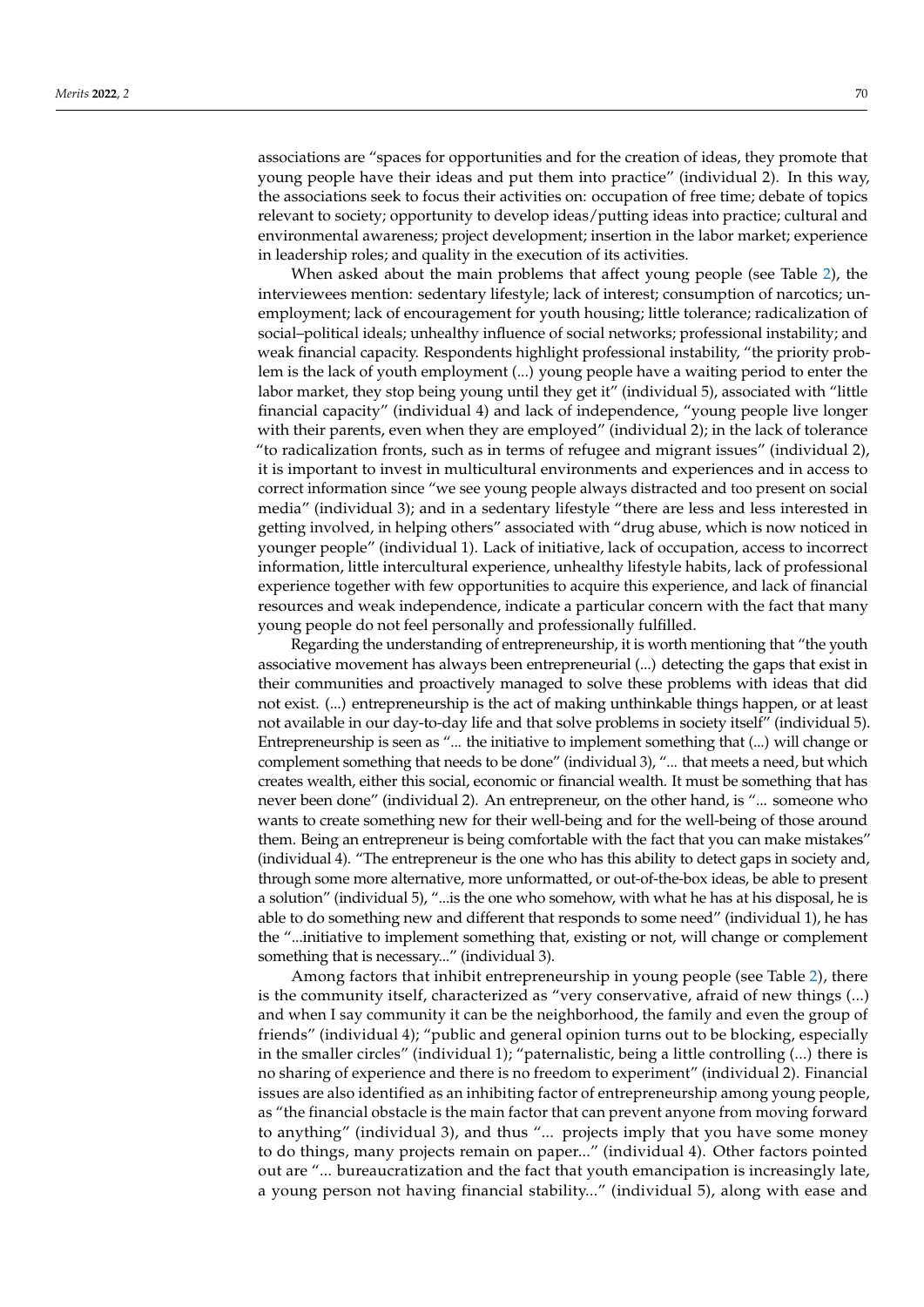associations are "spaces for opportunities and for the creation of ideas, they promote that young people have their ideas and put them into practice" (individual 2). In this way, the associations seek to focus their activities on: occupation of free time; debate of topics relevant to society; opportunity to develop ideas/putting ideas into practice; cultural and environmental awareness; project development; insertion in the labor market; experience in leadership roles; and quality in the execution of its activities.

When asked about the main problems that affect young people (see Table 2), the interviewees mention: sedentary lifestyle; lack of interest; consumption of narcotics; unemployment; lack of encouragement for youth housing; little tolerance; radicalization of social–political ideals; unhealthy influence of social networks; professional instability; and weak financial capacity. Respondents highlight professional instability, "the priority problem is the lack of youth employment (...) young people have a waiting period to enter the labor market, they stop being young until they get it" (individual 5), associated with "little financial capacity" (individual 4) and lack of independence, "young people live longer with their parents, even when they are employed" (individual 2); in the lack of tolerance "to radicalization fronts, such as in terms of refugee and migrant issues" (individual 2), it is important to invest in multicultural environments and experiences and in access to correct information since "we see young people always distracted and too present on social media" (individual 3); and in a sedentary lifestyle "there are less and less interested in getting involved, in helping others" associated with "drug abuse, which is now noticed in younger people" (individual 1). Lack of initiative, lack of occupation, access to incorrect information, little intercultural experience, unhealthy lifestyle habits, lack of professional experience together with few opportunities to acquire this experience, and lack of financial resources and weak independence, indicate a particular concern with the fact that many young people do not feel personally and professionally fulfilled.

Regarding the understanding of entrepreneurship, it is worth mentioning that "the youth associative movement has always been entrepreneurial (...) detecting the gaps that exist in their communities and proactively managed to solve these problems with ideas that did not exist. (...) entrepreneurship is the act of making unthinkable things happen, or at least not available in our day-to-day life and that solve problems in society itself" (individual 5). Entrepreneurship is seen as "... the initiative to implement something that (...) will change or complement something that needs to be done" (individual 3), "... that meets a need, but which creates wealth, either this social, economic or financial wealth. It must be something that has never been done" (individual 2). An entrepreneur, on the other hand, is "... someone who wants to create something new for their well-being and for the well-being of those around them. Being an entrepreneur is being comfortable with the fact that you can make mistakes" (individual 4). "The entrepreneur is the one who has this ability to detect gaps in society and, through some more alternative, more unformatted, or out-of-the-box ideas, be able to present a solution" (individual 5), "...is the one who somehow, with what he has at his disposal, he is able to do something new and different that responds to some need" (individual 1), he has the "...initiative to implement something that, existing or not, will change or complement something that is necessary..." (individual 3).

Among factors that inhibit entrepreneurship in young people (see Table 2), there is the community itself, characterized as "very conservative, afraid of new things (...) and when I say community it can be the neighborhood, the family and even the group of friends" (individual 4); "public and general opinion turns out to be blocking, especially in the smaller circles" (individual 1); "paternalistic, being a little controlling (...) there is no sharing of experience and there is no freedom to experiment" (individual 2). Financial issues are also identified as an inhibiting factor of entrepreneurship among young people, as "the financial obstacle is the main factor that can prevent anyone from moving forward to anything" (individual 3), and thus "... projects imply that you have some money to do things, many projects remain on paper..." (individual 4). Other factors pointed out are "... bureaucratization and the fact that youth emancipation is increasingly late, a young person not having financial stability..." (individual 5), along with ease and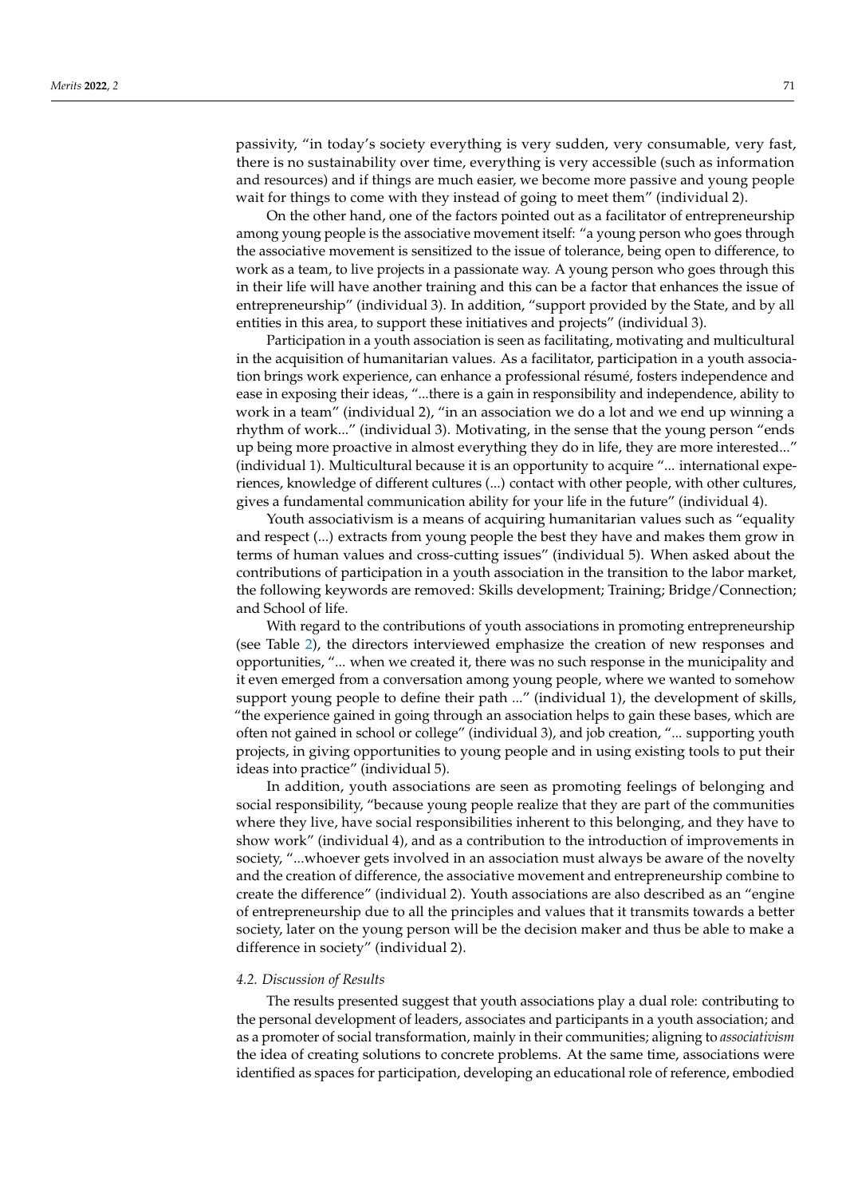passivity, "in today's society everything is very sudden, very consumable, very fast, there is no sustainability over time, everything is very accessible (such as information and resources) and if things are much easier, we become more passive and young people wait for things to come with they instead of going to meet them" (individual 2).

On the other hand, one of the factors pointed out as a facilitator of entrepreneurship among young people is the associative movement itself: "a young person who goes through the associative movement is sensitized to the issue of tolerance, being open to difference, to work as a team, to live projects in a passionate way. A young person who goes through this in their life will have another training and this can be a factor that enhances the issue of entrepreneurship" (individual 3). In addition, "support provided by the State, and by all entities in this area, to support these initiatives and projects" (individual 3).

Participation in a youth association is seen as facilitating, motivating and multicultural in the acquisition of humanitarian values. As a facilitator, participation in a youth association brings work experience, can enhance a professional résumé, fosters independence and ease in exposing their ideas, "...there is a gain in responsibility and independence, ability to work in a team" (individual 2), "in an association we do a lot and we end up winning a rhythm of work..." (individual 3). Motivating, in the sense that the young person "ends up being more proactive in almost everything they do in life, they are more interested..." (individual 1). Multicultural because it is an opportunity to acquire "... international experiences, knowledge of different cultures (...) contact with other people, with other cultures, gives a fundamental communication ability for your life in the future" (individual 4).

Youth associativism is a means of acquiring humanitarian values such as "equality and respect (...) extracts from young people the best they have and makes them grow in terms of human values and cross-cutting issues" (individual 5). When asked about the contributions of participation in a youth association in the transition to the labor market, the following keywords are removed: Skills development; Training; Bridge/Connection; and School of life.

With regard to the contributions of youth associations in promoting entrepreneurship (see Table 2), the directors interviewed emphasize the creation of new responses and opportunities, "... when we created it, there was no such response in the municipality and it even emerged from a conversation among young people, where we wanted to somehow support young people to define their path ..." (individual 1), the development of skills, "the experience gained in going through an association helps to gain these bases, which are often not gained in school or college" (individual 3), and job creation, "... supporting youth projects, in giving opportunities to young people and in using existing tools to put their ideas into practice" (individual 5).

In addition, youth associations are seen as promoting feelings of belonging and social responsibility, "because young people realize that they are part of the communities where they live, have social responsibilities inherent to this belonging, and they have to show work" (individual 4), and as a contribution to the introduction of improvements in society, "...whoever gets involved in an association must always be aware of the novelty and the creation of difference, the associative movement and entrepreneurship combine to create the difference" (individual 2). Youth associations are also described as an "engine of entrepreneurship due to all the principles and values that it transmits towards a better society, later on the young person will be the decision maker and thus be able to make a difference in society" (individual 2).

### 4.2. Discussion of Results

The results presented suggest that youth associations play a dual role: contributing to the personal development of leaders, associates and participants in a youth association; and as a promoter of social transformation, mainly in their communities; aligning to *associativism* the idea of creating solutions to concrete problems. At the same time, associations were identified as spaces for participation, developing an educational role of reference, embodied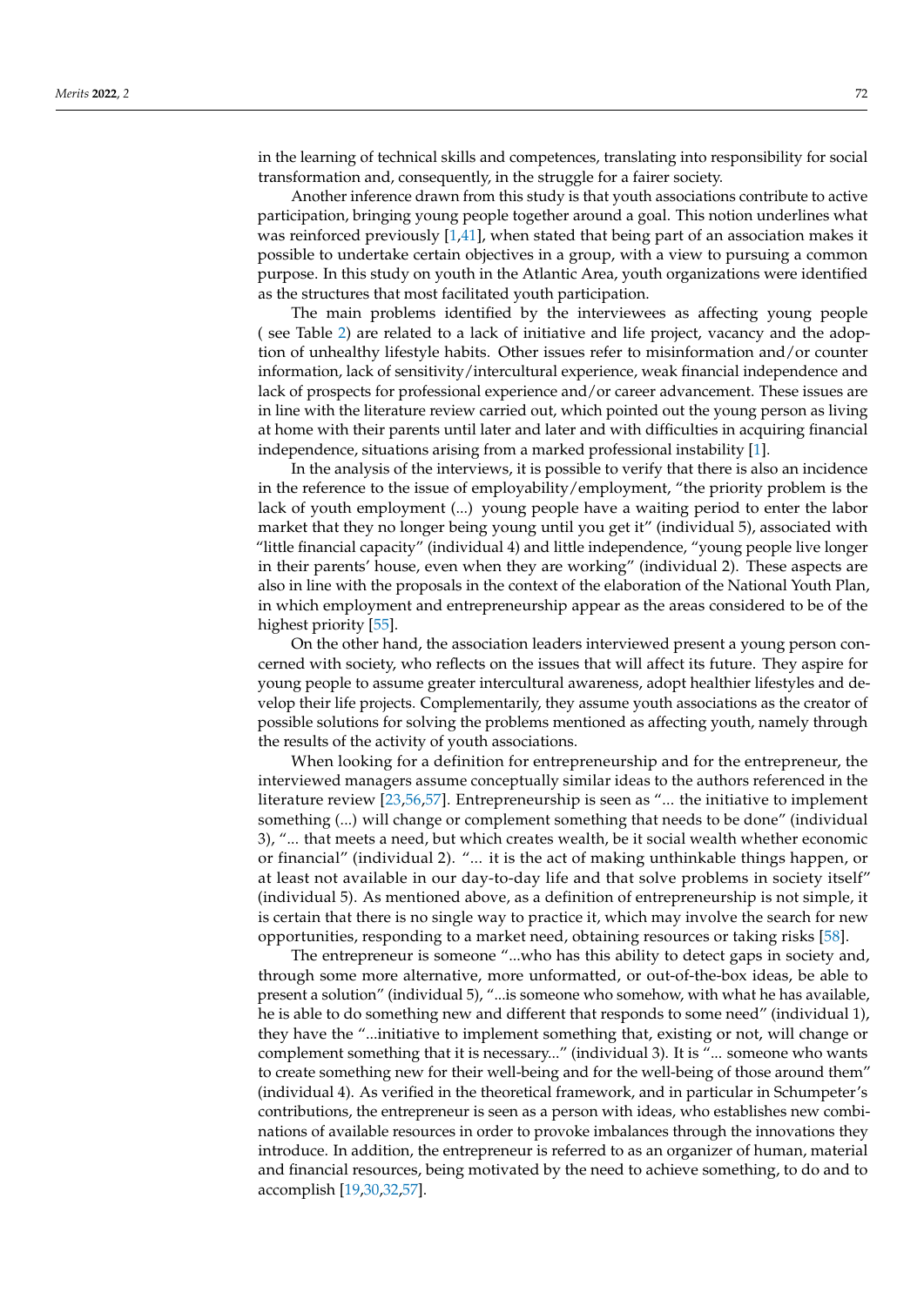in the learning of technical skills and competences, translating into responsibility for social transformation and, consequently, in the struggle for a fairer society.

Another inference drawn from this study is that youth associations contribute to active participation, bringing young people together around a goal. This notion underlines what was reinforced previously [1,41], when stated that being part of an association makes it possible to undertake certain objectives in a group, with a view to pursuing a common purpose. In this study on youth in the Atlantic Area, youth organizations were identified as the structures that most facilitated youth participation.

The main problems identified by the interviewees as affecting young people ( see Table 2) are related to a lack of initiative and life project, vacancy and the adoption of unhealthy lifestyle habits. Other issues refer to misinformation and/or counter information, lack of sensitivity/intercultural experience, weak financial independence and lack of prospects for professional experience and/or career advancement. These issues are in line with the literature review carried out, which pointed out the young person as living at home with their parents until later and later and with difficulties in acquiring financial independence, situations arising from a marked professional instability [1].

In the analysis of the interviews, it is possible to verify that there is also an incidence in the reference to the issue of employability/employment, "the priority problem is the lack of youth employment (...) young people have a waiting period to enter the labor market that they no longer being young until you get it" (individual 5), associated with "little financial capacity" (individual 4) and little independence, "young people live longer in their parents' house, even when they are working" (individual 2). These aspects are also in line with the proposals in the context of the elaboration of the National Youth Plan, in which employment and entrepreneurship appear as the areas considered to be of the highest priority [55].

On the other hand, the association leaders interviewed present a young person concerned with society, who reflects on the issues that will affect its future. They aspire for young people to assume greater intercultural awareness, adopt healthier lifestyles and develop their life projects. Complementarily, they assume youth associations as the creator of possible solutions for solving the problems mentioned as affecting youth, namely through the results of the activity of youth associations.

When looking for a definition for entrepreneurship and for the entrepreneur, the interviewed managers assume conceptually similar ideas to the authors referenced in the literature review [23,56,57]. Entrepreneurship is seen as "... the initiative to implement something (...) will change or complement something that needs to be done" (individual 3), "... that meets a need, but which creates wealth, be it social wealth whether economic or financial" (individual 2). "... it is the act of making unthinkable things happen, or at least not available in our day-to-day life and that solve problems in society itself" (individual 5). As mentioned above, as a definition of entrepreneurship is not simple, it is certain that there is no single way to practice it, which may involve the search for new opportunities, responding to a market need, obtaining resources or taking risks [58].

The entrepreneur is someone "...who has this ability to detect gaps in society and, through some more alternative, more unformatted, or out-of-the-box ideas, be able to present a solution" (individual 5), "...is someone who somehow, with what he has available, he is able to do something new and different that responds to some need" (individual 1), they have the "...initiative to implement something that, existing or not, will change or complement something that it is necessary..." (individual 3). It is "... someone who wants to create something new for their well-being and for the well-being of those around them" (individual 4). As verified in the theoretical framework, and in particular in Schumpeter's contributions, the entrepreneur is seen as a person with ideas, who establishes new combinations of available resources in order to provoke imbalances through the innovations they introduce. In addition, the entrepreneur is referred to as an organizer of human, material and financial resources, being motivated by the need to achieve something, to do and to accomplish [19,30,32,57].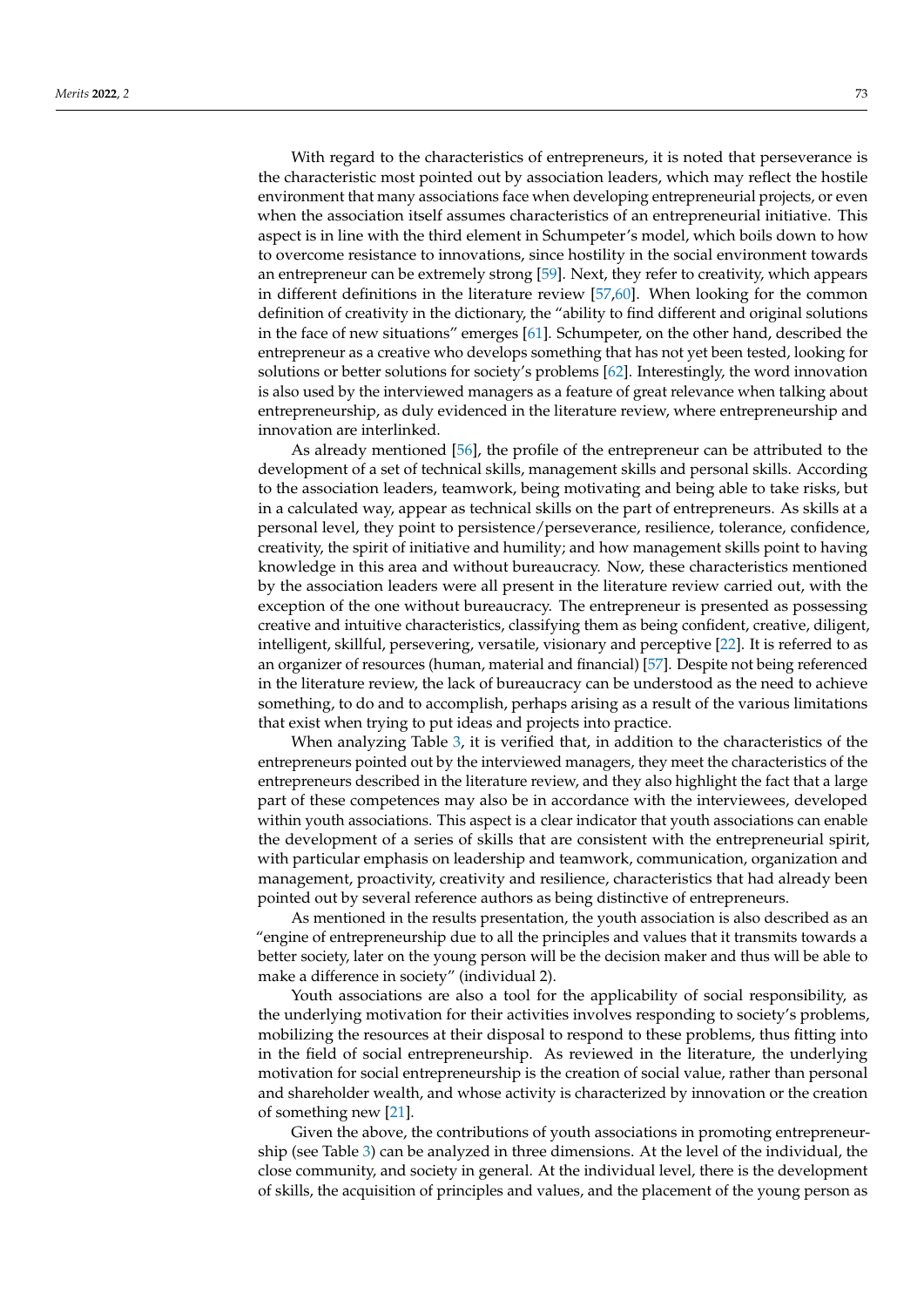With regard to the characteristics of entrepreneurs, it is noted that perseverance is the characteristic most pointed out by association leaders, which may reflect the hostile environment that many associations face when developing entrepreneurial projects, or even when the association itself assumes characteristics of an entrepreneurial initiative. This aspect is in line with the third element in Schumpeter's model, which boils down to how to overcome resistance to innovations, since hostility in the social environment towards an entrepreneur can be extremely strong [59]. Next, they refer to creativity, which appears in different definitions in the literature review [57,60]. When looking for the common definition of creativity in the dictionary, the "ability to find different and original solutions in the face of new situations" emerges [61]. Schumpeter, on the other hand, described the entrepreneur as a creative who develops something that has not yet been tested, looking for solutions or better solutions for society's problems [62]. Interestingly, the word innovation is also used by the interviewed managers as a feature of great relevance when talking about entrepreneurship, as duly evidenced in the literature review, where entrepreneurship and innovation are interlinked.

As already mentioned [56], the profile of the entrepreneur can be attributed to the development of a set of technical skills, management skills and personal skills. According to the association leaders, teamwork, being motivating and being able to take risks, but in a calculated way, appear as technical skills on the part of entrepreneurs. As skills at a personal level, they point to persistence/perseverance, resilience, tolerance, confidence, creativity, the spirit of initiative and humility; and how management skills point to having knowledge in this area and without bureaucracy. Now, these characteristics mentioned by the association leaders were all present in the literature review carried out, with the exception of the one without bureaucracy. The entrepreneur is presented as possessing creative and intuitive characteristics, classifying them as being confident, creative, diligent, intelligent, skillful, persevering, versatile, visionary and perceptive [22]. It is referred to as an organizer of resources (human, material and financial) [57]. Despite not being referenced in the literature review, the lack of bureaucracy can be understood as the need to achieve something, to do and to accomplish, perhaps arising as a result of the various limitations that exist when trying to put ideas and projects into practice.

When analyzing Table 3, it is verified that, in addition to the characteristics of the entrepreneurs pointed out by the interviewed managers, they meet the characteristics of the entrepreneurs described in the literature review, and they also highlight the fact that a large part of these competences may also be in accordance with the interviewees, developed within youth associations. This aspect is a clear indicator that youth associations can enable the development of a series of skills that are consistent with the entrepreneurial spirit, with particular emphasis on leadership and teamwork, communication, organization and management, proactivity, creativity and resilience, characteristics that had already been pointed out by several reference authors as being distinctive of entrepreneurs.

As mentioned in the results presentation, the youth association is also described as an "engine of entrepreneurship due to all the principles and values that it transmits towards a better society, later on the young person will be the decision maker and thus will be able to make a difference in society" (individual 2).

Youth associations are also a tool for the applicability of social responsibility, as the underlying motivation for their activities involves responding to society's problems, mobilizing the resources at their disposal to respond to these problems, thus fitting into in the field of social entrepreneurship. As reviewed in the literature, the underlying motivation for social entrepreneurship is the creation of social value, rather than personal and shareholder wealth, and whose activity is characterized by innovation or the creation of something new [21].

Given the above, the contributions of youth associations in promoting entrepreneurship (see Table 3) can be analyzed in three dimensions. At the level of the individual, the close community, and society in general. At the individual level, there is the development of skills, the acquisition of principles and values, and the placement of the young person as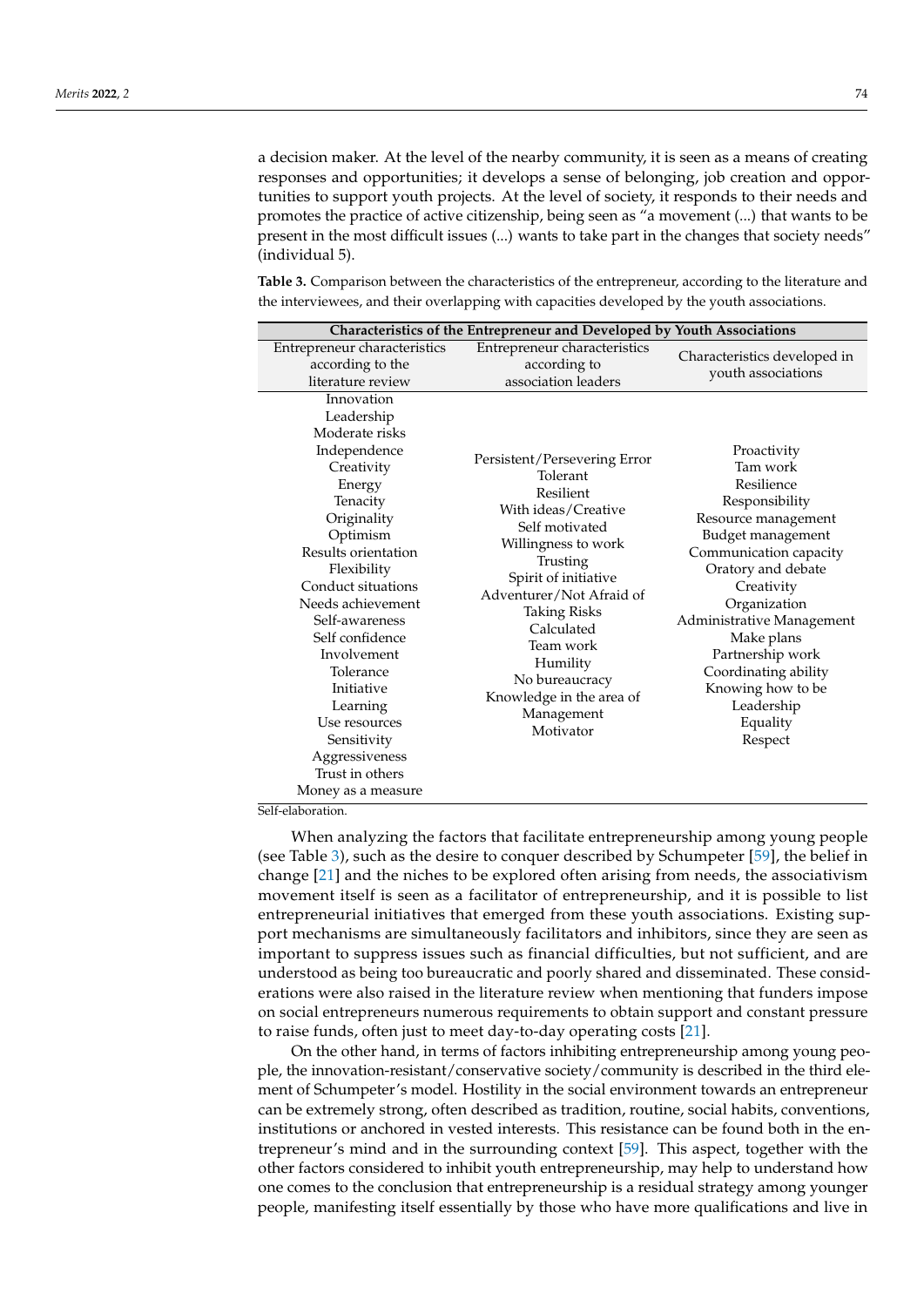a decision maker. At the level of the nearby community, it is seen as a means of creating responses and opportunities; it develops a sense of belonging, job creation and opportunities to support youth projects. At the level of society, it responds to their needs and promotes the practice of active citizenship, being seen as "a movement (...) that wants to be present in the most difficult issues (...) wants to take part in the changes that society needs" (individual 5).

**Table 3.** Comparison between the characteristics of the entrepreneur, according to the literature and the interviewees, and their overlapping with capacities developed by the youth associations.

| Characteristics of the Entrepreneur and Developed by Youth Associations | | |
|---|---|---|
| Entrepreneur characteristics according to the literature review | Entrepreneur characteristics according to association leaders | Characteristics developed in youth associations |
| Innovation<br>Leadership<br>Moderate risks<br>Independence<br>Creativity<br>Energy<br>Tenacity<br>Originality<br>Optimism<br>Results orientation<br>Flexibility<br>Conduct situations<br>Needs achievement<br>Self-awareness<br>Self confidence<br>Involvement<br>Tolerance<br>Initiative<br>Learning<br>Use resources<br>Sensitivity<br>Aggressiveness<br>Trust in others<br>Money as a measure | Persistent/Persevering Error<br>Tolerant<br>Resilient<br>With ideas/Creative<br>Self motivated<br>Willingness to work<br>Trusting<br>Spirit of initiative<br>Adventurer/Not Afraid of Taking Risks<br>Calculated<br>Team work<br>Humility<br>No bureaucracy<br>Knowledge in the area of Management<br>Motivator | Proactivity<br>Tam work<br>Resilience<br>Responsibility<br>Resource management<br>Budget management<br>Communication capacity<br>Oratory and debate<br>Creativity<br>Organization<br>Administrative Management<br>Make plans<br>Partnership work<br>Coordinating ability<br>Knowing how to be<br>Leadership<br>Equality<br>Respect |

Self-elaboration.

When analyzing the factors that facilitate entrepreneurship among young people (see Table 3), such as the desire to conquer described by Schumpeter [59], the belief in change [21] and the niches to be explored often arising from needs, the associativism movement itself is seen as a facilitator of entrepreneurship, and it is possible to list entrepreneurial initiatives that emerged from these youth associations. Existing support mechanisms are simultaneously facilitators and inhibitors, since they are seen as important to suppress issues such as financial difficulties, but not sufficient, and are understood as being too bureaucratic and poorly shared and disseminated. These considerations were also raised in the literature review when mentioning that funders impose on social entrepreneurs numerous requirements to obtain support and constant pressure to raise funds, often just to meet day-to-day operating costs [21].

On the other hand, in terms of factors inhibiting entrepreneurship among young people, the innovation-resistant/conservative society/community is described in the third element of Schumpeter's model. Hostility in the social environment towards an entrepreneur can be extremely strong, often described as tradition, routine, social habits, conventions, institutions or anchored in vested interests. This resistance can be found both in the entrepreneur's mind and in the surrounding context [59]. This aspect, together with the other factors considered to inhibit youth entrepreneurship, may help to understand how one comes to the conclusion that entrepreneurship is a residual strategy among younger people, manifesting itself essentially by those who have more qualifications and live in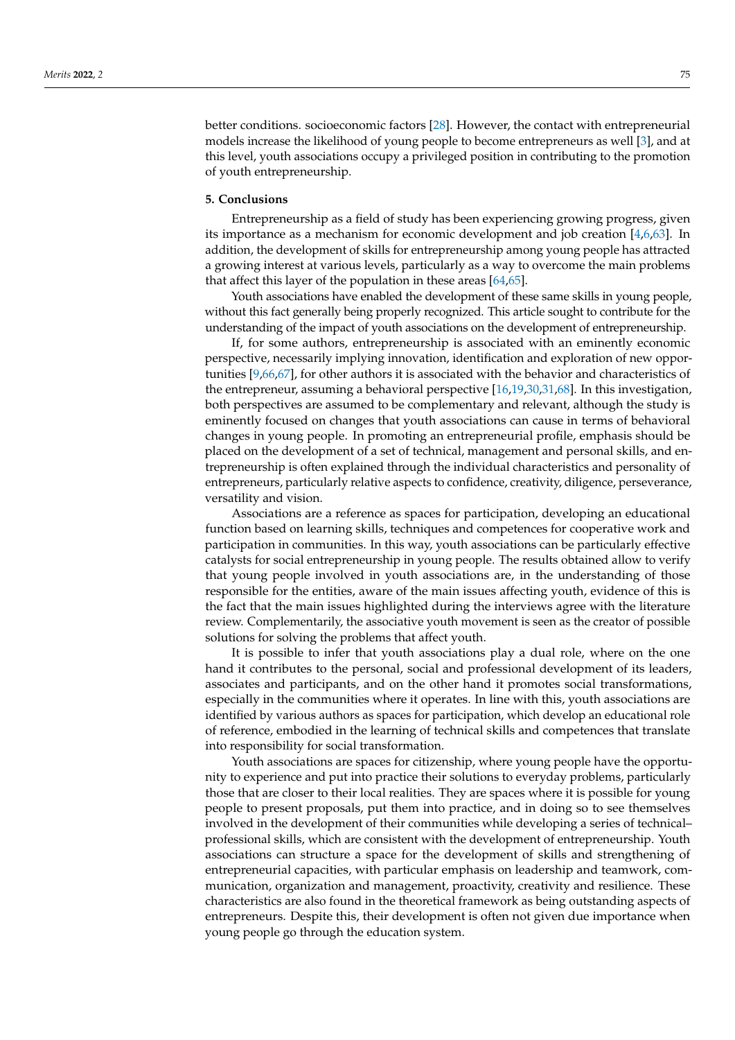better conditions. socioeconomic factors [28]. However, the contact with entrepreneurial models increase the likelihood of young people to become entrepreneurs as well [3], and at this level, youth associations occupy a privileged position in contributing to the promotion of youth entrepreneurship.

## 5. Conclusions

Entrepreneurship as a field of study has been experiencing growing progress, given its importance as a mechanism for economic development and job creation [4,6,63]. In addition, the development of skills for entrepreneurship among young people has attracted a growing interest at various levels, particularly as a way to overcome the main problems that affect this layer of the population in these areas [64,65].

Youth associations have enabled the development of these same skills in young people, without this fact generally being properly recognized. This article sought to contribute for the understanding of the impact of youth associations on the development of entrepreneurship.

If, for some authors, entrepreneurship is associated with an eminently economic perspective, necessarily implying innovation, identification and exploration of new opportunities [9,66,67], for other authors it is associated with the behavior and characteristics of the entrepreneur, assuming a behavioral perspective [16,19,30,31,68]. In this investigation, both perspectives are assumed to be complementary and relevant, although the study is eminently focused on changes that youth associations can cause in terms of behavioral changes in young people. In promoting an entrepreneurial profile, emphasis should be placed on the development of a set of technical, management and personal skills, and entrepreneurship is often explained through the individual characteristics and personality of entrepreneurs, particularly relative aspects to confidence, creativity, diligence, perseverance, versatility and vision.

Associations are a reference as spaces for participation, developing an educational function based on learning skills, techniques and competences for cooperative work and participation in communities. In this way, youth associations can be particularly effective catalysts for social entrepreneurship in young people. The results obtained allow to verify that young people involved in youth associations are, in the understanding of those responsible for the entities, aware of the main issues affecting youth, evidence of this is the fact that the main issues highlighted during the interviews agree with the literature review. Complementarily, the associative youth movement is seen as the creator of possible solutions for solving the problems that affect youth.

It is possible to infer that youth associations play a dual role, where on the one hand it contributes to the personal, social and professional development of its leaders, associates and participants, and on the other hand it promotes social transformations, especially in the communities where it operates. In line with this, youth associations are identified by various authors as spaces for participation, which develop an educational role of reference, embodied in the learning of technical skills and competences that translate into responsibility for social transformation.

Youth associations are spaces for citizenship, where young people have the opportunity to experience and put into practice their solutions to everyday problems, particularly those that are closer to their local realities. They are spaces where it is possible for young people to present proposals, put them into practice, and in doing so to see themselves involved in the development of their communities while developing a series of technical–professional skills, which are consistent with the development of entrepreneurship. Youth associations can structure a space for the development of skills and strengthening of entrepreneurial capacities, with particular emphasis on leadership and teamwork, communication, organization and management, proactivity, creativity and resilience. These characteristics are also found in the theoretical framework as being outstanding aspects of entrepreneurs. Despite this, their development is often not given due importance when young people go through the education system.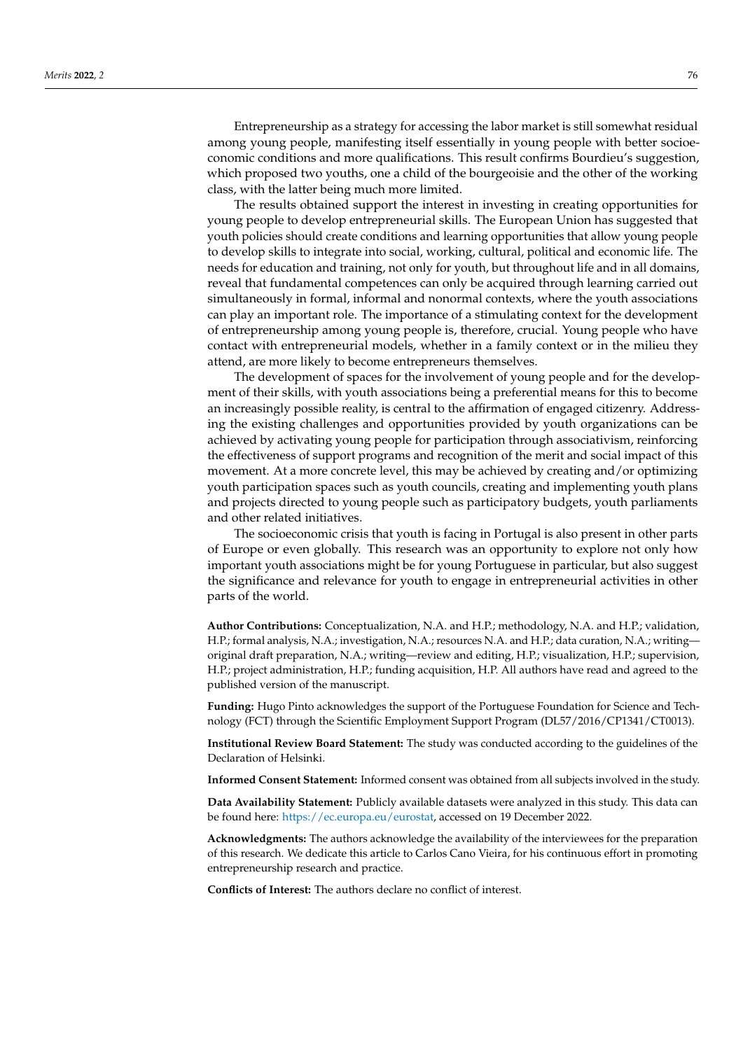Entrepreneurship as a strategy for accessing the labor market is still somewhat residual among young people, manifesting itself essentially in young people with better socioeconomic conditions and more qualifications. This result confirms Bourdieu's suggestion, which proposed two youths, one a child of the bourgeoisie and the other of the working class, with the latter being much more limited.

The results obtained support the interest in investing in creating opportunities for young people to develop entrepreneurial skills. The European Union has suggested that youth policies should create conditions and learning opportunities that allow young people to develop skills to integrate into social, working, cultural, political and economic life. The needs for education and training, not only for youth, but throughout life and in all domains, reveal that fundamental competences can only be acquired through learning carried out simultaneously in formal, informal and nonormal contexts, where the youth associations can play an important role. The importance of a stimulating context for the development of entrepreneurship among young people is, therefore, crucial. Young people who have contact with entrepreneurial models, whether in a family context or in the milieu they attend, are more likely to become entrepreneurs themselves.

The development of spaces for the involvement of young people and for the development of their skills, with youth associations being a preferential means for this to become an increasingly possible reality, is central to the affirmation of engaged citizenry. Addressing the existing challenges and opportunities provided by youth organizations can be achieved by activating young people for participation through associativism, reinforcing the effectiveness of support programs and recognition of the merit and social impact of this movement. At a more concrete level, this may be achieved by creating and/or optimizing youth participation spaces such as youth councils, creating and implementing youth plans and projects directed to young people such as participatory budgets, youth parliaments and other related initiatives.

The socioeconomic crisis that youth is facing in Portugal is also present in other parts of Europe or even globally. This research was an opportunity to explore not only how important youth associations might be for young Portuguese in particular, but also suggest the significance and relevance for youth to engage in entrepreneurial activities in other parts of the world.

**Author Contributions:** Conceptualization, N.A. and H.P.; methodology, N.A. and H.P.; validation, H.P.; formal analysis, N.A.; investigation, N.A.; resources N.A. and H.P.; data curation, N.A.; writing—original draft preparation, N.A.; writing—review and editing, H.P.; visualization, H.P.; supervision, H.P.; project administration, H.P.; funding acquisition, H.P. All authors have read and agreed to the published version of the manuscript.

**Funding:** Hugo Pinto acknowledges the support of the Portuguese Foundation for Science and Technology (FCT) through the Scientific Employment Support Program (DL57/2016/CP1341/CT0013).

**Institutional Review Board Statement:** The study was conducted according to the guidelines of the Declaration of Helsinki.

**Informed Consent Statement:** Informed consent was obtained from all subjects involved in the study.

**Data Availability Statement:** Publicly available datasets were analyzed in this study. This data can be found here: https://ec.europa.eu/eurostat, accessed on 19 December 2022.

**Acknowledgments:** The authors acknowledge the availability of the interviewees for the preparation of this research. We dedicate this article to Carlos Cano Vieira, for his continuous effort in promoting entrepreneurship research and practice.

**Conflicts of Interest:** The authors declare no conflict of interest.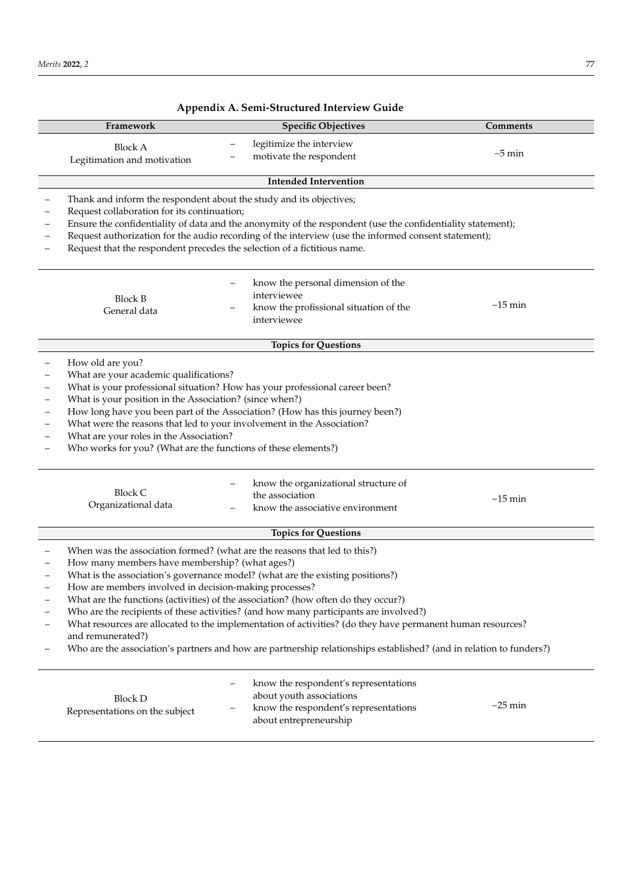## Appendix A. Semi-Structured Interview Guide

| Framework | Specific Objectives | Comments |
|---|---|---|
| Block A<br>Legitimation and motivation | – legitimize the interview<br>– motivate the respondent | ~5 min |

**Intended Intervention**

- Thank and inform the respondent about the study and its objectives;
- Request collaboration for its continuation;
- Ensure the confidentiality of data and the anonymity of the respondent (use the confidentiality statement);
- Request authorization for the audio recording of the interview (use the informed consent statement);
- Request that the respondent precedes the selection of a fictitious name.

| Framework | Specific Objectives | Comments |
|---|---|---|
| Block B<br>General data | – know the personal dimension of the interviewee<br>– know the profissional situation of the interviewee | ~15 min |

**Topics for Questions**

- How old are you?
- What are your academic qualifications?
- What is your professional situation? How has your professional career been?
- What is your position in the Association? (since when?)
- How long have you been part of the Association? (How has this journey been?)
- What were the reasons that led to your involvement in the Association?
- What are your roles in the Association?
- Who works for you? (What are the functions of these elements?)

| Framework | Specific Objectives | Comments |
|---|---|---|
| Block C<br>Organizational data | – know the organizational structure of the association<br>– know the associative environment | ~15 min |

**Topics for Questions**

- When was the association formed? (what are the reasons that led to this?)
- How many members have membership? (what ages?)
- What is the association's governance model? (what are the existing positions?)
- How are members involved in decision-making processes?
- What are the functions (activities) of the association? (how often do they occur?)
- Who are the recipients of these activities? (and how many participants are involved?)
- What resources are allocated to the implementation of activities? (do they have permanent human resources? and remunerated?)
- Who are the association's partners and how are partnership relationships established? (and in relation to funders?)

| Framework | Specific Objectives | Comments |
|---|---|---|
| Block D<br>Representations on the subject | – know the respondent's representations about youth associations<br>– know the respondent's representations about entrepreneurship | ~25 min |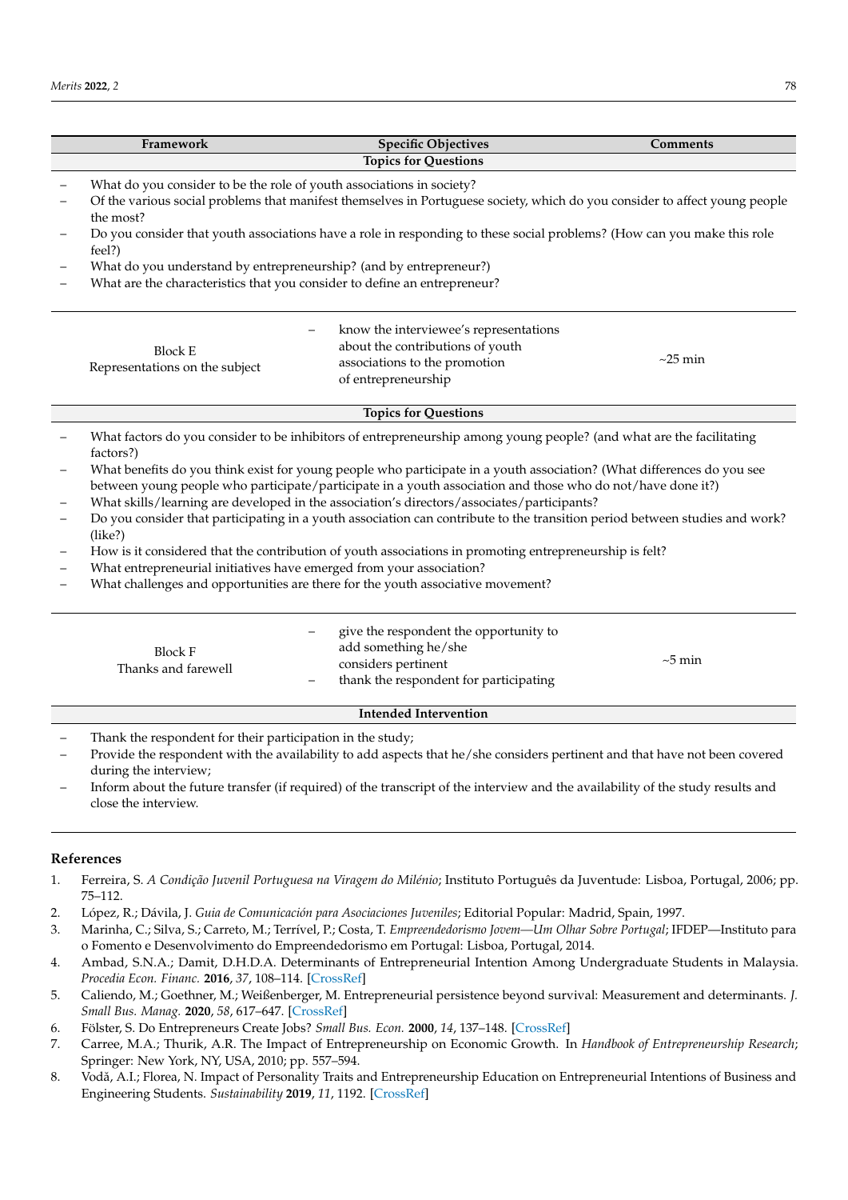| Framework | Specific Objectives | Comments |
|---|---|---|
| **Topics for Questions** | | |
| – What do you consider to be the role of youth associations in society?<br>– Of the various social problems that manifest themselves in Portuguese society, which do you consider to affect young people the most?<br>– Do you consider that youth associations have a role in responding to these social problems? (How can you make this role feel?)<br>– What do you understand by entrepreneurship? (and by entrepreneur?)<br>– What are the characteristics that you consider to define an entrepreneur? | | |
| Block E<br>Representations on the subject | – know the interviewee's representations about the contributions of youth associations to the promotion of entrepreneurship | ~25 min |
| **Topics for Questions** | | |
| – What factors do you consider to be inhibitors of entrepreneurship among young people? (and what are the facilitating factors?)<br>– What benefits do you think exist for young people who participate in a youth association? (What differences do you see between young people who participate/participate in a youth association and those who do not/have done it?)<br>– What skills/learning are developed in the association's directors/associates/participants?<br>– Do you consider that participating in a youth association can contribute to the transition period between studies and work? (like?)<br>– How is it considered that the contribution of youth associations in promoting entrepreneurship is felt?<br>– What entrepreneurial initiatives have emerged from your association?<br>– What challenges and opportunities are there for the youth associative movement? | | |
| Block F<br>Thanks and farewell | – give the respondent the opportunity to add something he/she considers pertinent<br>– thank the respondent for participating | ~5 min |
| **Intended Intervention** | | |
| – Thank the respondent for their participation in the study;<br>– Provide the respondent with the availability to add aspects that he/she considers pertinent and that have not been covered during the interview;<br>– Inform about the future transfer (if required) of the transcript of the interview and the availability of the study results and close the interview. | | |

## References

1. Ferreira, S. *A Condição Juvenil Portuguesa na Viragem do Milénio*; Instituto Português da Juventude: Lisboa, Portugal, 2006; pp. 75–112.
2. López, R.; Dávila, J. *Guia de Comunicación para Asociaciones Juveniles*; Editorial Popular: Madrid, Spain, 1997.
3. Marinha, C.; Silva, S.; Carreto, M.; Terrível, P.; Costa, T. *Empreendedorismo Jovem—Um Olhar Sobre Portugal*; IFDEP—Instituto para o Fomento e Desenvolvimento do Empreendedorismo em Portugal: Lisboa, Portugal, 2014.
4. Ambad, S.N.A.; Damit, D.H.D.A. Determinants of Entrepreneurial Intention Among Undergraduate Students in Malaysia. *Procedia Econ. Financ.* **2016**, *37*, 108–114. [CrossRef]
5. Caliendo, M.; Goethner, M.; Weißenberger, M. Entrepreneurial persistence beyond survival: Measurement and determinants. *J. Small Bus. Manag.* **2020**, *58*, 617–647. [CrossRef]
6. Fölster, S. Do Entrepreneurs Create Jobs? *Small Bus. Econ.* **2000**, *14*, 137–148. [CrossRef]
7. Carree, M.A.; Thurik, A.R. The Impact of Entrepreneurship on Economic Growth. In *Handbook of Entrepreneurship Research*; Springer: New York, NY, USA, 2010; pp. 557–594.
8. Vodă, A.I.; Florea, N. Impact of Personality Traits and Entrepreneurship Education on Entrepreneurial Intentions of Business and Engineering Students. *Sustainability* **2019**, *11*, 1192. [CrossRef]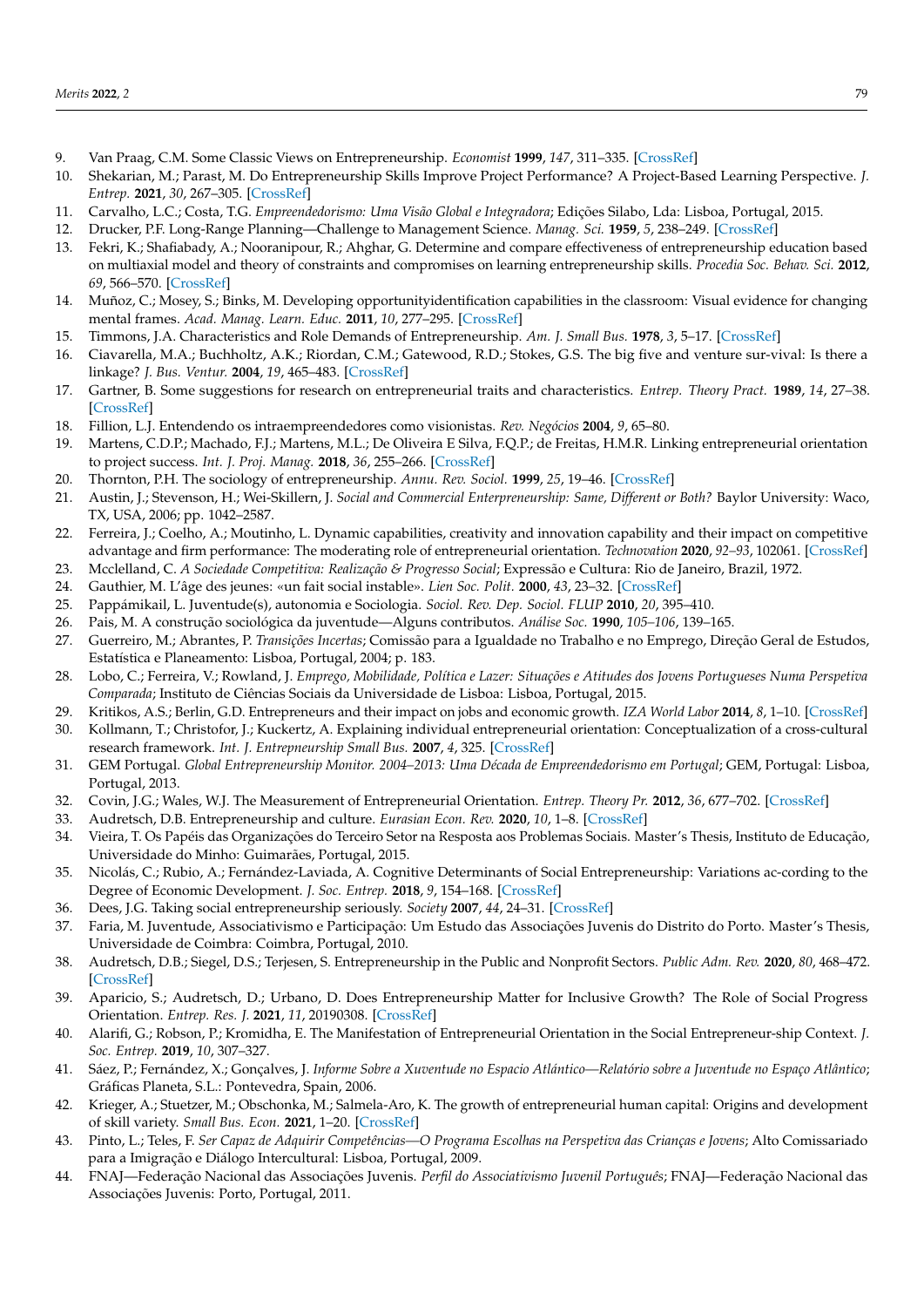9. Van Praag, C.M. Some Classic Views on Entrepreneurship. *Economist* **1999**, *147*, 311–335. [CrossRef]
10. Shekarian, M.; Parast, M. Do Entrepreneurship Skills Improve Project Performance? A Project-Based Learning Perspective. *J. Entrep.* **2021**, *30*, 267–305. [CrossRef]
11. Carvalho, L.C.; Costa, T.G. *Empreendedorismo: Uma Visão Global e Integradora*; Edições Silabo, Lda: Lisboa, Portugal, 2015.
12. Drucker, P.F. Long-Range Planning—Challenge to Management Science. *Manag. Sci.* **1959**, *5*, 238–249. [CrossRef]
13. Fekri, K.; Shafiabady, A.; Nooranipour, R.; Ahghar, G. Determine and compare effectiveness of entrepreneurship education based on multiaxial model and theory of constraints and compromises on learning entrepreneurship skills. *Procedia Soc. Behav. Sci.* **2012**, *69*, 566–570. [CrossRef]
14. Muñoz, C.; Mosey, S.; Binks, M. Developing opportunityidentification capabilities in the classroom: Visual evidence for changing mental frames. *Acad. Manag. Learn. Educ.* **2011**, *10*, 277–295. [CrossRef]
15. Timmons, J.A. Characteristics and Role Demands of Entrepreneurship. *Am. J. Small Bus.* **1978**, *3*, 5–17. [CrossRef]
16. Ciavarella, M.A.; Buchholtz, A.K.; Riordan, C.M.; Gatewood, R.D.; Stokes, G.S. The big five and venture sur-vival: Is there a linkage? *J. Bus. Ventur.* **2004**, *19*, 465–483. [CrossRef]
17. Gartner, B. Some suggestions for research on entrepreneurial traits and characteristics. *Entrep. Theory Pract.* **1989**, *14*, 27–38. [CrossRef]
18. Fillion, L.J. Entendendo os intraempreendedores como visionistas. *Rev. Negócios* **2004**, *9*, 65–80.
19. Martens, C.D.P.; Machado, F.J.; Martens, M.L.; De Oliveira E Silva, F.Q.P.; de Freitas, H.M.R. Linking entrepreneurial orientation to project success. *Int. J. Proj. Manag.* **2018**, *36*, 255–266. [CrossRef]
20. Thornton, P.H. The sociology of entrepreneurship. *Annu. Rev. Sociol.* **1999**, *25*, 19–46. [CrossRef]
21. Austin, J.; Stevenson, H.; Wei-Skillern, J. *Social and Commercial Enterpreneurship: Same, Different or Both?* Baylor University: Waco, TX, USA, 2006; pp. 1042–2587.
22. Ferreira, J.; Coelho, A.; Moutinho, L. Dynamic capabilities, creativity and innovation capability and their impact on competitive advantage and firm performance: The moderating role of entrepreneurial orientation. *Technovation* **2020**, *92–93*, 102061. [CrossRef]
23. Mcclelland, C. *A Sociedade Competitiva: Realização & Progresso Social*; Expressão e Cultura: Rio de Janeiro, Brazil, 1972.
24. Gauthier, M. L'âge des jeunes: «un fait social instable». *Lien Soc. Polit.* **2000**, *43*, 23–32. [CrossRef]
25. Pappámikail, L. Juventude(s), autonomia e Sociologia. *Sociol. Rev. Dep. Sociol. FLUP* **2010**, *20*, 395–410.
26. Pais, M. A construção sociológica da juventude—Alguns contributos. *Análise Soc.* **1990**, *105–106*, 139–165.
27. Guerreiro, M.; Abrantes, P. *Transições Incertas*; Comissão para a Igualdade no Trabalho e no Emprego, Direção Geral de Estudos, Estatística e Planeamento: Lisboa, Portugal, 2004; p. 183.
28. Lobo, C.; Ferreira, V.; Rowland, J. *Emprego, Mobilidade, Política e Lazer: Situações e Atitudes dos Jovens Portugueses Numa Perspetiva Comparada*; Instituto de Ciências Sociais da Universidade de Lisboa: Lisboa, Portugal, 2015.
29. Kritikos, A.S.; Berlin, G.D. Entrepreneurs and their impact on jobs and economic growth. *IZA World Labor* **2014**, *8*, 1–10. [CrossRef]
30. Kollmann, T.; Christofor, J.; Kuckertz, A. Explaining individual entrepreneurial orientation: Conceptualization of a cross-cultural research framework. *Int. J. Entrepneurship Small Bus.* **2007**, *4*, 325. [CrossRef]
31. GEM Portugal. *Global Entrepreneurship Monitor. 2004–2013: Uma Década de Empreendedorismo em Portugal*; GEM, Portugal: Lisboa, Portugal, 2013.
32. Covin, J.G.; Wales, W.J. The Measurement of Entrepreneurial Orientation. *Entrep. Theory Pr.* **2012**, *36*, 677–702. [CrossRef]
33. Audretsch, D.B. Entrepreneurship and culture. *Eurasian Econ. Rev.* **2020**, *10*, 1–8. [CrossRef]
34. Vieira, T. Os Papéis das Organizações do Terceiro Setor na Resposta aos Problemas Sociais. Master's Thesis, Instituto de Educação, Universidade do Minho: Guimarães, Portugal, 2015.
35. Nicolás, C.; Rubio, A.; Fernández-Laviada, A. Cognitive Determinants of Social Entrepreneurship: Variations ac-cording to the Degree of Economic Development. *J. Soc. Entrep.* **2018**, *9*, 154–168. [CrossRef]
36. Dees, J.G. Taking social entrepreneurship seriously. *Society* **2007**, *44*, 24–31. [CrossRef]
37. Faria, M. Juventude, Associativismo e Participação: Um Estudo das Associações Juvenis do Distrito do Porto. Master's Thesis, Universidade de Coimbra: Coimbra, Portugal, 2010.
38. Audretsch, D.B.; Siegel, D.S.; Terjesen, S. Entrepreneurship in the Public and Nonprofit Sectors. *Public Adm. Rev.* **2020**, *80*, 468–472. [CrossRef]
39. Aparicio, S.; Audretsch, D.; Urbano, D. Does Entrepreneurship Matter for Inclusive Growth? The Role of Social Progress Orientation. *Entrep. Res. J.* **2021**, *11*, 20190308. [CrossRef]
40. Alarifi, G.; Robson, P.; Kromidha, E. The Manifestation of Entrepreneurial Orientation in the Social Entrepreneur-ship Context. *J. Soc. Entrep.* **2019**, *10*, 307–327.
41. Sáez, P.; Fernández, X.; Gonçalves, J. *Informe Sobre a Xuventude no Espacio Atlántico—Relatório sobre a Juventude no Espaço Atlântico*; Gráficas Planeta, S.L.: Pontevedra, Spain, 2006.
42. Krieger, A.; Stuetzer, M.; Obschonka, M.; Salmela-Aro, K. The growth of entrepreneurial human capital: Origins and development of skill variety. *Small Bus. Econ.* **2021**, 1–20. [CrossRef]
43. Pinto, L.; Teles, F. *Ser Capaz de Adquirir Competências—O Programa Escolhas na Perspetiva das Crianças e Jovens*; Alto Comissariado para a Imigração e Diálogo Intercultural: Lisboa, Portugal, 2009.
44. FNAJ—Federação Nacional das Associações Juvenis. *Perfil do Associativismo Juvenil Português*; FNAJ—Federação Nacional das Associações Juvenis: Porto, Portugal, 2011.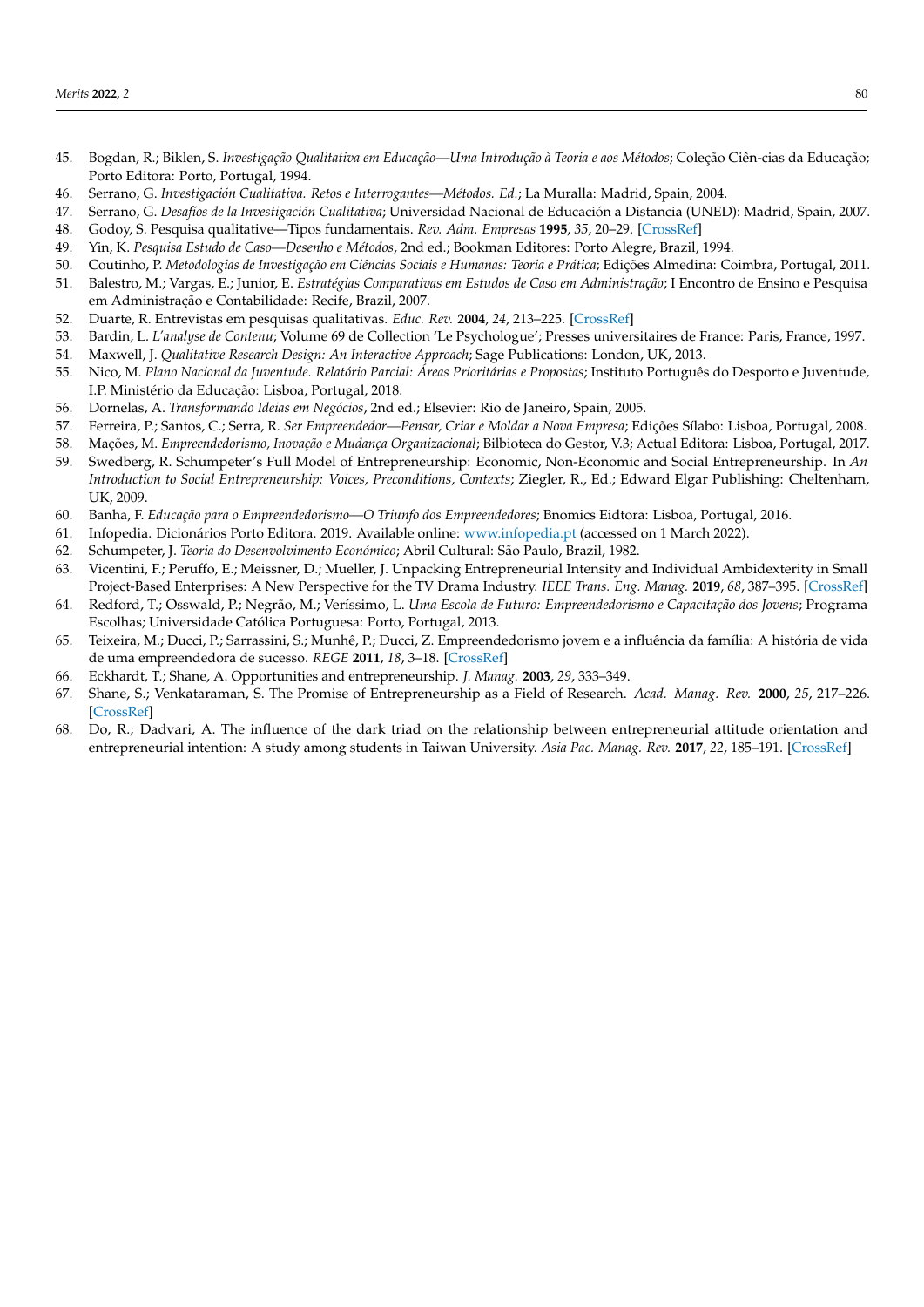45. Bogdan, R.; Biklen, S. *Investigação Qualitativa em Educação—Uma Introdução à Teoria e aos Métodos*; Coleção Ciên-cias da Educação; Porto Editora: Porto, Portugal, 1994.
46. Serrano, G. *Investigación Cualitativa. Retos e Interrogantes—Métodos. Ed.*; La Muralla: Madrid, Spain, 2004.
47. Serrano, G. *Desafíos de la Investigación Cualitativa*; Universidad Nacional de Educación a Distancia (UNED): Madrid, Spain, 2007.
48. Godoy, S. Pesquisa qualitative—Tipos fundamentais. *Rev. Adm. Empresas* **1995**, *35*, 20–29. [CrossRef]
49. Yin, K. *Pesquisa Estudo de Caso—Desenho e Métodos*, 2nd ed.; Bookman Editores: Porto Alegre, Brazil, 1994.
50. Coutinho, P. *Metodologias de Investigação em Ciências Sociais e Humanas: Teoria e Prática*; Edições Almedina: Coimbra, Portugal, 2011.
51. Balestro, M.; Vargas, E.; Junior, E. *Estratégias Comparativas em Estudos de Caso em Administração*; I Encontro de Ensino e Pesquisa em Administração e Contabilidade: Recife, Brazil, 2007.
52. Duarte, R. Entrevistas em pesquisas qualitativas. *Educ. Rev.* **2004**, *24*, 213–225. [CrossRef]
53. Bardin, L. *L'analyse de Contenu*; Volume 69 de Collection 'Le Psychologue'; Presses universitaires de France: Paris, France, 1997.
54. Maxwell, J. *Qualitative Research Design: An Interactive Approach*; Sage Publications: London, UK, 2013.
55. Nico, M. *Plano Nacional da Juventude. Relatório Parcial: Áreas Prioritárias e Propostas*; Instituto Português do Desporto e Juventude, I.P. Ministério da Educação: Lisboa, Portugal, 2018.
56. Dornelas, A. *Transformando Ideias em Negócios*, 2nd ed.; Elsevier: Rio de Janeiro, Spain, 2005.
57. Ferreira, P.; Santos, C.; Serra, R. *Ser Empreendedor—Pensar, Criar e Moldar a Nova Empresa*; Edições Sílabo: Lisboa, Portugal, 2008.
58. Maçães, M. *Empreendedorismo, Inovação e Mudança Organizacional*; Bilbioteca do Gestor, V.3; Actual Editora: Lisboa, Portugal, 2017.
59. Swedberg, R. Schumpeter's Full Model of Entrepreneurship: Economic, Non-Economic and Social Entrepreneurship. In *An Introduction to Social Entrepreneurship: Voices, Preconditions, Contexts*; Ziegler, R., Ed.; Edward Elgar Publishing: Cheltenham, UK, 2009.
60. Banha, F. *Educação para o Empreendedorismo—O Triunfo dos Empreendedores*; Bnomics Eidtora: Lisboa, Portugal, 2016.
61. Infopedia. Dicionários Porto Editora. 2019. Available online: www.infopedia.pt (accessed on 1 March 2022).
62. Schumpeter, J. *Teoria do Desenvolvimento Económico*; Abril Cultural: São Paulo, Brazil, 1982.
63. Vicentini, F.; Peruffo, E.; Meissner, D.; Mueller, J. Unpacking Entrepreneurial Intensity and Individual Ambidexterity in Small Project-Based Enterprises: A New Perspective for the TV Drama Industry. *IEEE Trans. Eng. Manag.* **2019**, *68*, 387–395. [CrossRef]
64. Redford, T.; Osswald, P.; Negrão, M.; Veríssimo, L. *Uma Escola de Futuro: Empreendedorismo e Capacitação dos Jovens*; Programa Escolhas; Universidade Católica Portuguesa: Porto, Portugal, 2013.
65. Teixeira, M.; Ducci, P.; Sarrassini, S.; Munhê, P.; Ducci, Z. Empreendedorismo jovem e a influência da família: A história de vida de uma empreendedora de sucesso. *REGE* **2011**, *18*, 3–18. [CrossRef]
66. Eckhardt, T.; Shane, A. Opportunities and entrepreneurship. *J. Manag.* **2003**, *29*, 333–349.
67. Shane, S.; Venkataraman, S. The Promise of Entrepreneurship as a Field of Research. *Acad. Manag. Rev.* **2000**, *25*, 217–226. [CrossRef]
68. Do, R.; Dadvari, A. The influence of the dark triad on the relationship between entrepreneurial attitude orientation and entrepreneurial intention: A study among students in Taiwan University. *Asia Pac. Manag. Rev.* **2017**, *22*, 185–191. [CrossRef]